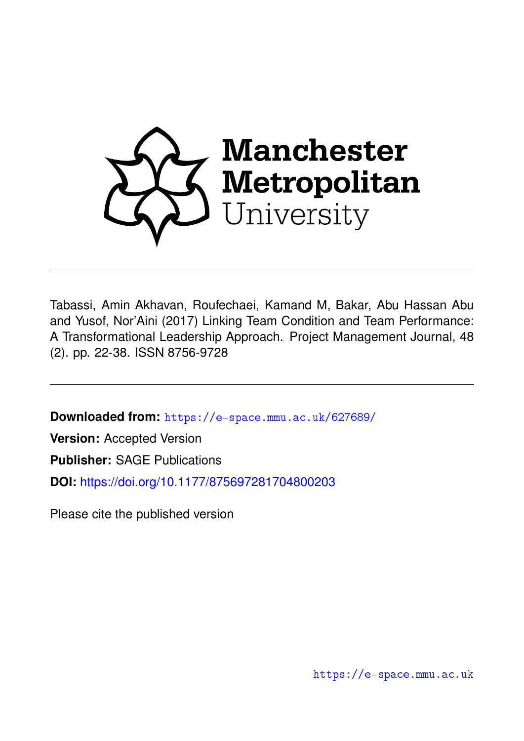Manchester Metropolitan University

---

Tabassi, Amin Akhavan, Roufechaei, Kamand M, Bakar, Abu Hassan Abu and Yusof, Nor'Aini (2017) Linking Team Condition and Team Performance: A Transformational Leadership Approach. Project Management Journal, 48 (2). pp. 22-38. ISSN 8756-9728

---

**Downloaded from:** https://e-space.mmu.ac.uk/627689/

**Version:** Accepted Version

**Publisher:** SAGE Publications

**DOI:** https://doi.org/10.1177/875697281704800203

Please cite the published version

https://e-space.mmu.ac.uk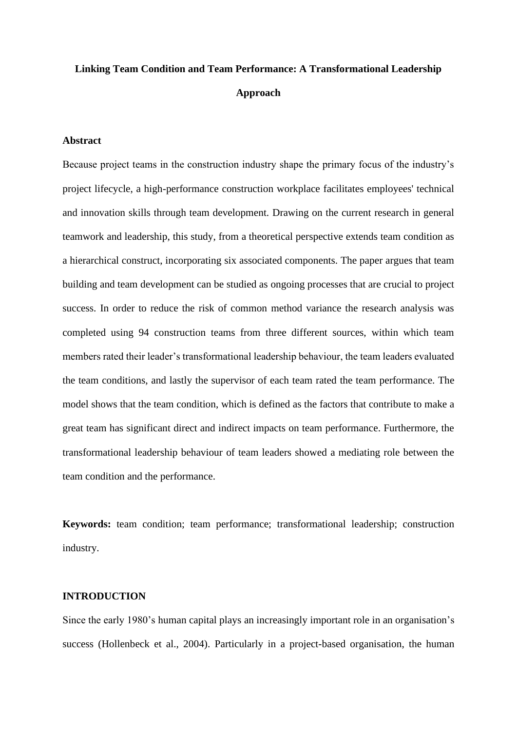# Linking Team Condition and Team Performance: A Transformational Leadership Approach

## Abstract

Because project teams in the construction industry shape the primary focus of the industry's project lifecycle, a high-performance construction workplace facilitates employees' technical and innovation skills through team development. Drawing on the current research in general teamwork and leadership, this study, from a theoretical perspective extends team condition as a hierarchical construct, incorporating six associated components. The paper argues that team building and team development can be studied as ongoing processes that are crucial to project success. In order to reduce the risk of common method variance the research analysis was completed using 94 construction teams from three different sources, within which team members rated their leader's transformational leadership behaviour, the team leaders evaluated the team conditions, and lastly the supervisor of each team rated the team performance. The model shows that the team condition, which is defined as the factors that contribute to make a great team has significant direct and indirect impacts on team performance. Furthermore, the transformational leadership behaviour of team leaders showed a mediating role between the team condition and the performance.

**Keywords:** team condition; team performance; transformational leadership; construction industry.

## INTRODUCTION

Since the early 1980's human capital plays an increasingly important role in an organisation's success (Hollenbeck et al., 2004). Particularly in a project-based organisation, the human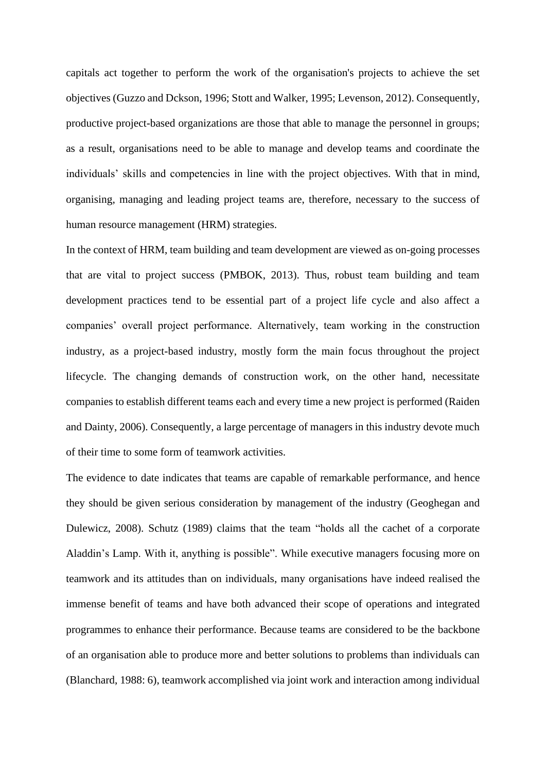capitals act together to perform the work of the organisation's projects to achieve the set objectives (Guzzo and Dckson, 1996; Stott and Walker, 1995; Levenson, 2012). Consequently, productive project-based organizations are those that able to manage the personnel in groups; as a result, organisations need to be able to manage and develop teams and coordinate the individuals' skills and competencies in line with the project objectives. With that in mind, organising, managing and leading project teams are, therefore, necessary to the success of human resource management (HRM) strategies.

In the context of HRM, team building and team development are viewed as on-going processes that are vital to project success (PMBOK, 2013). Thus, robust team building and team development practices tend to be essential part of a project life cycle and also affect a companies' overall project performance. Alternatively, team working in the construction industry, as a project-based industry, mostly form the main focus throughout the project lifecycle. The changing demands of construction work, on the other hand, necessitate companies to establish different teams each and every time a new project is performed (Raiden and Dainty, 2006). Consequently, a large percentage of managers in this industry devote much of their time to some form of teamwork activities.

The evidence to date indicates that teams are capable of remarkable performance, and hence they should be given serious consideration by management of the industry (Geoghegan and Dulewicz, 2008). Schutz (1989) claims that the team "holds all the cachet of a corporate Aladdin's Lamp. With it, anything is possible". While executive managers focusing more on teamwork and its attitudes than on individuals, many organisations have indeed realised the immense benefit of teams and have both advanced their scope of operations and integrated programmes to enhance their performance. Because teams are considered to be the backbone of an organisation able to produce more and better solutions to problems than individuals can (Blanchard, 1988: 6), teamwork accomplished via joint work and interaction among individual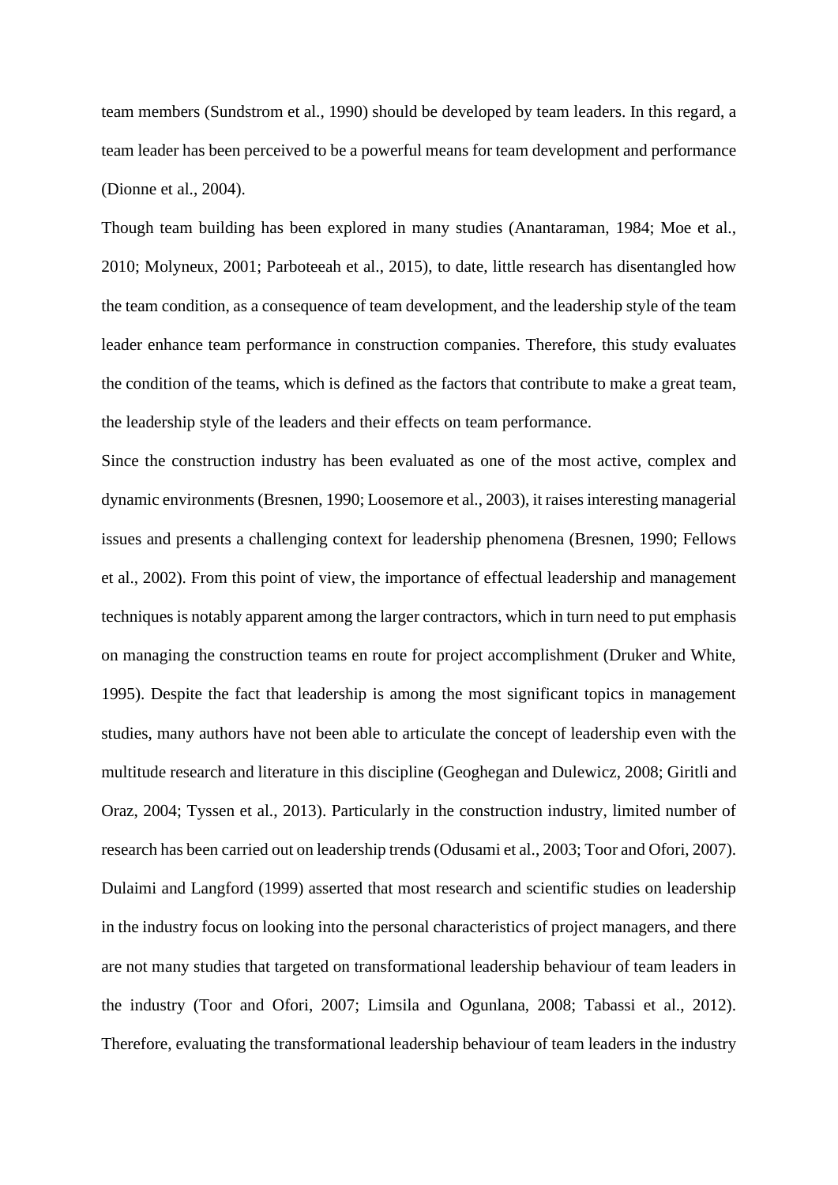team members (Sundstrom et al., 1990) should be developed by team leaders. In this regard, a team leader has been perceived to be a powerful means for team development and performance (Dionne et al., 2004).

Though team building has been explored in many studies (Anantaraman, 1984; Moe et al., 2010; Molyneux, 2001; Parboteeah et al., 2015), to date, little research has disentangled how the team condition, as a consequence of team development, and the leadership style of the team leader enhance team performance in construction companies. Therefore, this study evaluates the condition of the teams, which is defined as the factors that contribute to make a great team, the leadership style of the leaders and their effects on team performance.

Since the construction industry has been evaluated as one of the most active, complex and dynamic environments (Bresnen, 1990; Loosemore et al., 2003), it raises interesting managerial issues and presents a challenging context for leadership phenomena (Bresnen, 1990; Fellows et al., 2002). From this point of view, the importance of effectual leadership and management techniques is notably apparent among the larger contractors, which in turn need to put emphasis on managing the construction teams en route for project accomplishment (Druker and White, 1995). Despite the fact that leadership is among the most significant topics in management studies, many authors have not been able to articulate the concept of leadership even with the multitude research and literature in this discipline (Geoghegan and Dulewicz, 2008; Giritli and Oraz, 2004; Tyssen et al., 2013). Particularly in the construction industry, limited number of research has been carried out on leadership trends (Odusami et al., 2003; Toor and Ofori, 2007). Dulaimi and Langford (1999) asserted that most research and scientific studies on leadership in the industry focus on looking into the personal characteristics of project managers, and there are not many studies that targeted on transformational leadership behaviour of team leaders in the industry (Toor and Ofori, 2007; Limsila and Ogunlana, 2008; Tabassi et al., 2012). Therefore, evaluating the transformational leadership behaviour of team leaders in the industry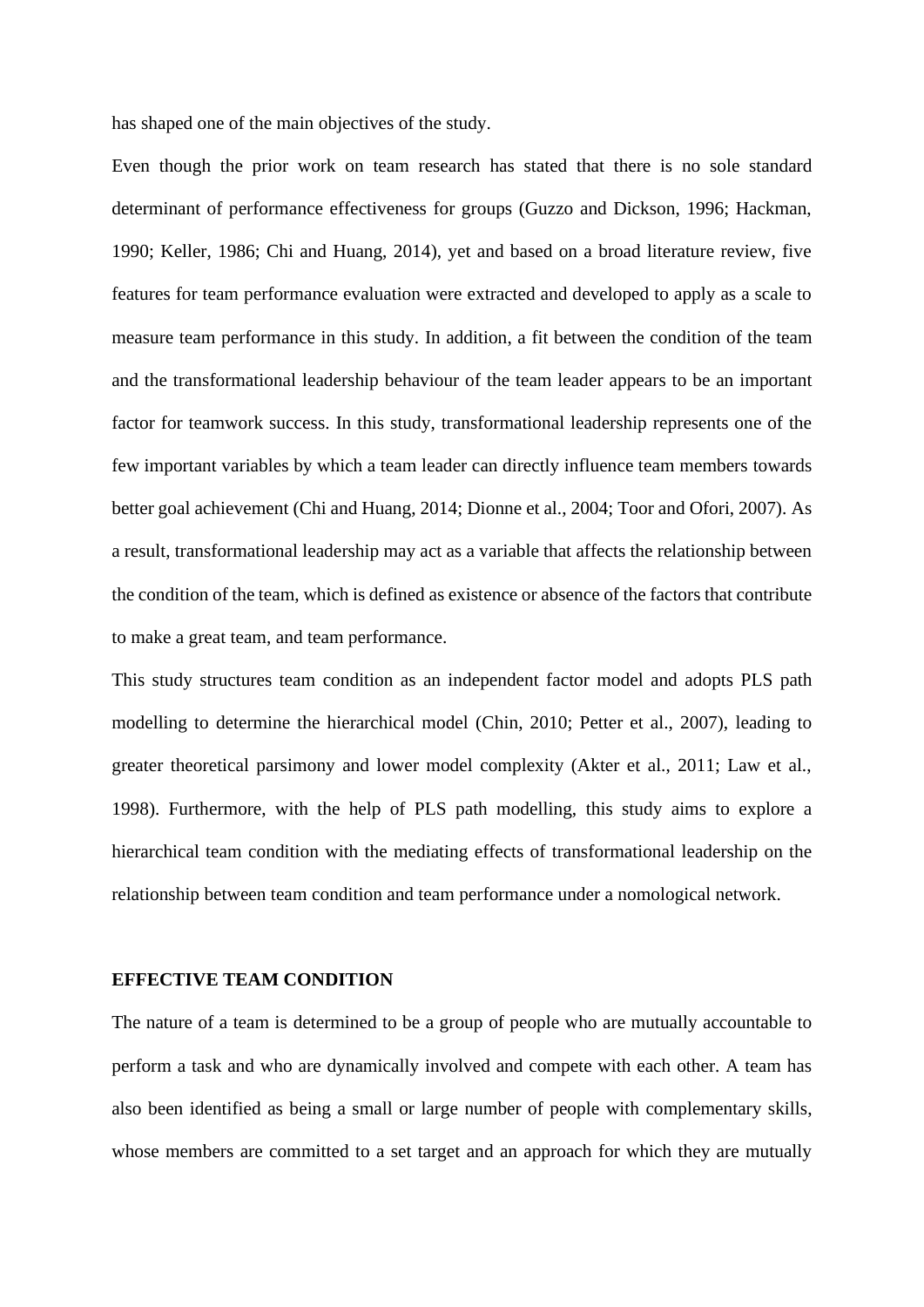has shaped one of the main objectives of the study.

Even though the prior work on team research has stated that there is no sole standard determinant of performance effectiveness for groups (Guzzo and Dickson, 1996; Hackman, 1990; Keller, 1986; Chi and Huang, 2014), yet and based on a broad literature review, five features for team performance evaluation were extracted and developed to apply as a scale to measure team performance in this study. In addition, a fit between the condition of the team and the transformational leadership behaviour of the team leader appears to be an important factor for teamwork success. In this study, transformational leadership represents one of the few important variables by which a team leader can directly influence team members towards better goal achievement (Chi and Huang, 2014; Dionne et al., 2004; Toor and Ofori, 2007). As a result, transformational leadership may act as a variable that affects the relationship between the condition of the team, which is defined as existence or absence of the factors that contribute to make a great team, and team performance.

This study structures team condition as an independent factor model and adopts PLS path modelling to determine the hierarchical model (Chin, 2010; Petter et al., 2007), leading to greater theoretical parsimony and lower model complexity (Akter et al., 2011; Law et al., 1998). Furthermore, with the help of PLS path modelling, this study aims to explore a hierarchical team condition with the mediating effects of transformational leadership on the relationship between team condition and team performance under a nomological network.

## EFFECTIVE TEAM CONDITION

The nature of a team is determined to be a group of people who are mutually accountable to perform a task and who are dynamically involved and compete with each other. A team has also been identified as being a small or large number of people with complementary skills, whose members are committed to a set target and an approach for which they are mutually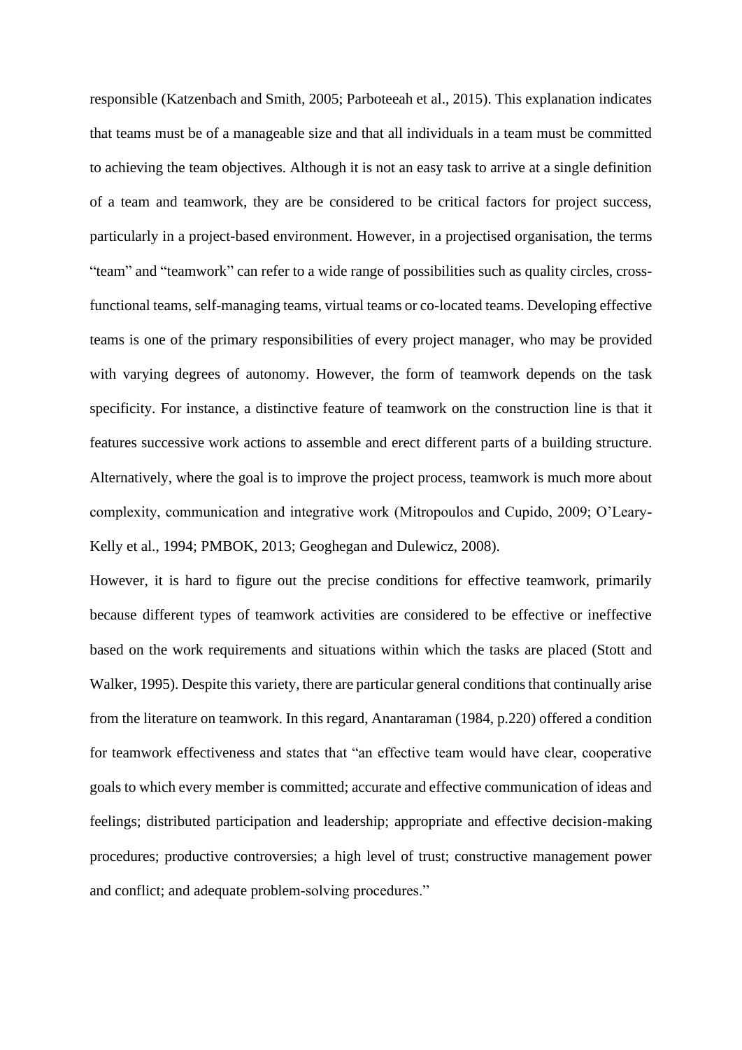responsible (Katzenbach and Smith, 2005; Parboteeah et al., 2015). This explanation indicates that teams must be of a manageable size and that all individuals in a team must be committed to achieving the team objectives. Although it is not an easy task to arrive at a single definition of a team and teamwork, they are be considered to be critical factors for project success, particularly in a project-based environment. However, in a projectised organisation, the terms "team" and "teamwork" can refer to a wide range of possibilities such as quality circles, cross-functional teams, self-managing teams, virtual teams or co-located teams. Developing effective teams is one of the primary responsibilities of every project manager, who may be provided with varying degrees of autonomy. However, the form of teamwork depends on the task specificity. For instance, a distinctive feature of teamwork on the construction line is that it features successive work actions to assemble and erect different parts of a building structure. Alternatively, where the goal is to improve the project process, teamwork is much more about complexity, communication and integrative work (Mitropoulos and Cupido, 2009; O'Leary-Kelly et al., 1994; PMBOK, 2013; Geoghegan and Dulewicz, 2008).

However, it is hard to figure out the precise conditions for effective teamwork, primarily because different types of teamwork activities are considered to be effective or ineffective based on the work requirements and situations within which the tasks are placed (Stott and Walker, 1995). Despite this variety, there are particular general conditions that continually arise from the literature on teamwork. In this regard, Anantaraman (1984, p.220) offered a condition for teamwork effectiveness and states that "an effective team would have clear, cooperative goals to which every member is committed; accurate and effective communication of ideas and feelings; distributed participation and leadership; appropriate and effective decision-making procedures; productive controversies; a high level of trust; constructive management power and conflict; and adequate problem-solving procedures."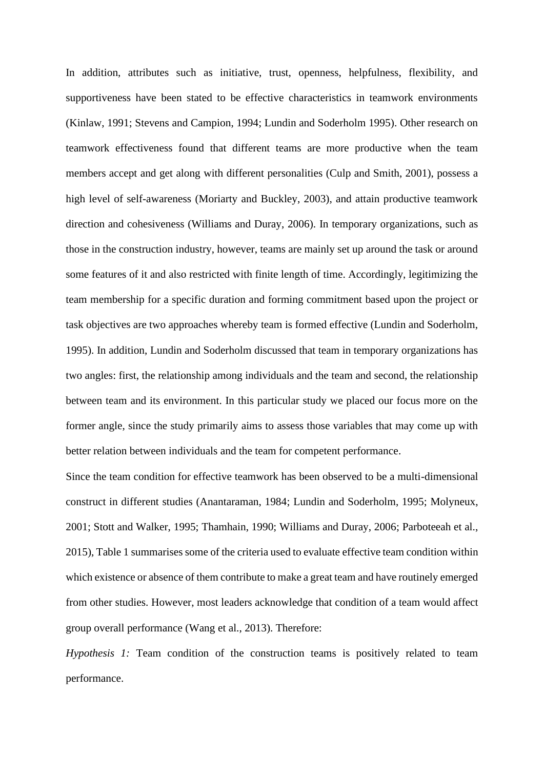In addition, attributes such as initiative, trust, openness, helpfulness, flexibility, and supportiveness have been stated to be effective characteristics in teamwork environments (Kinlaw, 1991; Stevens and Campion, 1994; Lundin and Soderholm 1995). Other research on teamwork effectiveness found that different teams are more productive when the team members accept and get along with different personalities (Culp and Smith, 2001), possess a high level of self-awareness (Moriarty and Buckley, 2003), and attain productive teamwork direction and cohesiveness (Williams and Duray, 2006). In temporary organizations, such as those in the construction industry, however, teams are mainly set up around the task or around some features of it and also restricted with finite length of time. Accordingly, legitimizing the team membership for a specific duration and forming commitment based upon the project or task objectives are two approaches whereby team is formed effective (Lundin and Soderholm, 1995). In addition, Lundin and Soderholm discussed that team in temporary organizations has two angles: first, the relationship among individuals and the team and second, the relationship between team and its environment. In this particular study we placed our focus more on the former angle, since the study primarily aims to assess those variables that may come up with better relation between individuals and the team for competent performance.

Since the team condition for effective teamwork has been observed to be a multi-dimensional construct in different studies (Anantaraman, 1984; Lundin and Soderholm, 1995; Molyneux, 2001; Stott and Walker, 1995; Thamhain, 1990; Williams and Duray, 2006; Parboteeah et al., 2015), Table 1 summarises some of the criteria used to evaluate effective team condition within which existence or absence of them contribute to make a great team and have routinely emerged from other studies. However, most leaders acknowledge that condition of a team would affect group overall performance (Wang et al., 2013). Therefore:

*Hypothesis 1:* Team condition of the construction teams is positively related to team performance.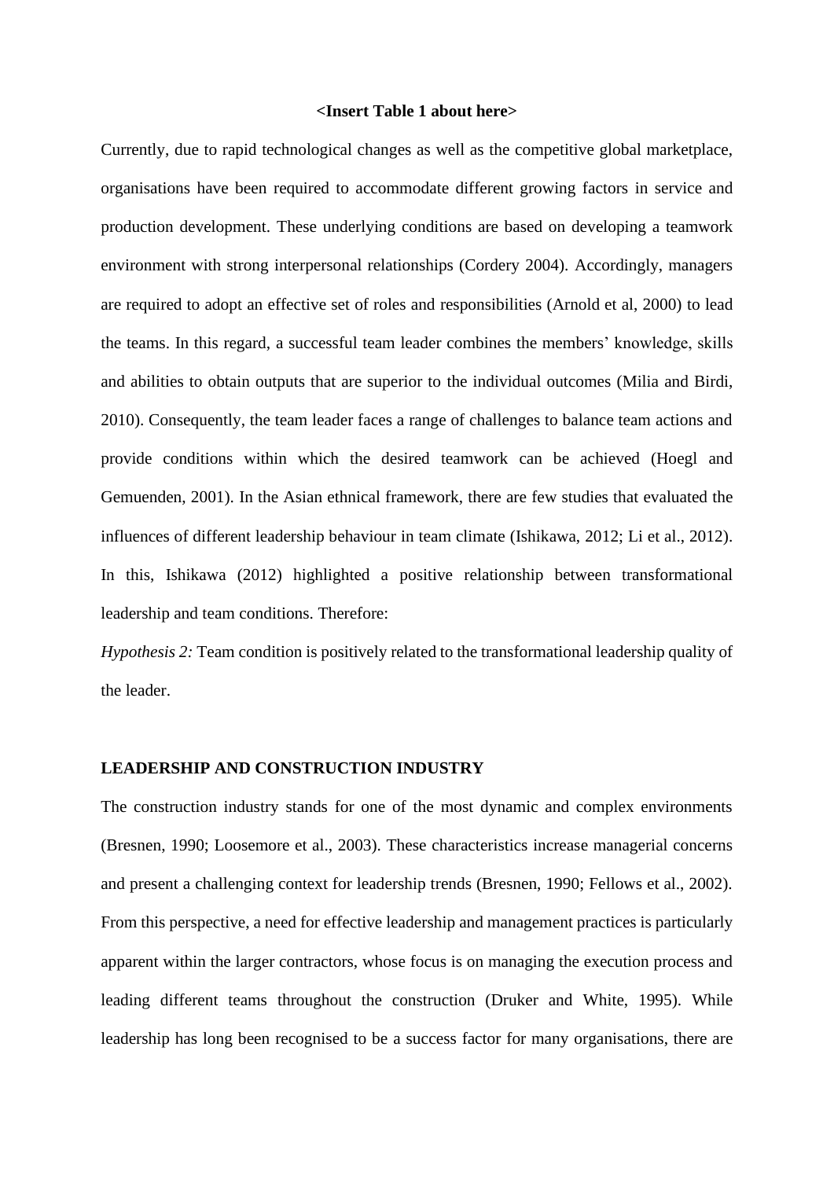**<Insert Table 1 about here>**

Currently, due to rapid technological changes as well as the competitive global marketplace, organisations have been required to accommodate different growing factors in service and production development. These underlying conditions are based on developing a teamwork environment with strong interpersonal relationships (Cordery 2004). Accordingly, managers are required to adopt an effective set of roles and responsibilities (Arnold et al, 2000) to lead the teams. In this regard, a successful team leader combines the members' knowledge, skills and abilities to obtain outputs that are superior to the individual outcomes (Milia and Birdi, 2010). Consequently, the team leader faces a range of challenges to balance team actions and provide conditions within which the desired teamwork can be achieved (Hoegl and Gemuenden, 2001). In the Asian ethnical framework, there are few studies that evaluated the influences of different leadership behaviour in team climate (Ishikawa, 2012; Li et al., 2012). In this, Ishikawa (2012) highlighted a positive relationship between transformational leadership and team conditions. Therefore:

*Hypothesis 2:* Team condition is positively related to the transformational leadership quality of the leader.

## LEADERSHIP AND CONSTRUCTION INDUSTRY

The construction industry stands for one of the most dynamic and complex environments (Bresnen, 1990; Loosemore et al., 2003). These characteristics increase managerial concerns and present a challenging context for leadership trends (Bresnen, 1990; Fellows et al., 2002). From this perspective, a need for effective leadership and management practices is particularly apparent within the larger contractors, whose focus is on managing the execution process and leading different teams throughout the construction (Druker and White, 1995). While leadership has long been recognised to be a success factor for many organisations, there are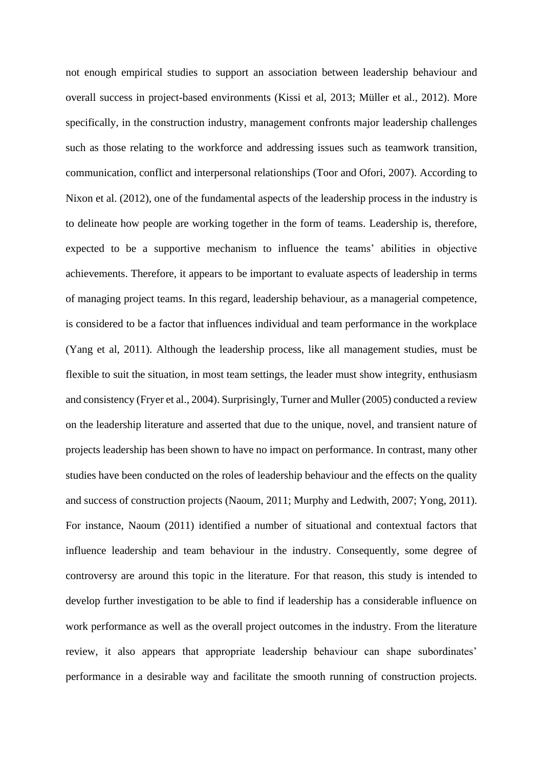not enough empirical studies to support an association between leadership behaviour and overall success in project-based environments (Kissi et al, 2013; Müller et al., 2012). More specifically, in the construction industry, management confronts major leadership challenges such as those relating to the workforce and addressing issues such as teamwork transition, communication, conflict and interpersonal relationships (Toor and Ofori, 2007). According to Nixon et al. (2012), one of the fundamental aspects of the leadership process in the industry is to delineate how people are working together in the form of teams. Leadership is, therefore, expected to be a supportive mechanism to influence the teams' abilities in objective achievements. Therefore, it appears to be important to evaluate aspects of leadership in terms of managing project teams. In this regard, leadership behaviour, as a managerial competence, is considered to be a factor that influences individual and team performance in the workplace (Yang et al, 2011). Although the leadership process, like all management studies, must be flexible to suit the situation, in most team settings, the leader must show integrity, enthusiasm and consistency (Fryer et al., 2004). Surprisingly, Turner and Muller (2005) conducted a review on the leadership literature and asserted that due to the unique, novel, and transient nature of projects leadership has been shown to have no impact on performance. In contrast, many other studies have been conducted on the roles of leadership behaviour and the effects on the quality and success of construction projects (Naoum, 2011; Murphy and Ledwith, 2007; Yong, 2011). For instance, Naoum (2011) identified a number of situational and contextual factors that influence leadership and team behaviour in the industry. Consequently, some degree of controversy are around this topic in the literature. For that reason, this study is intended to develop further investigation to be able to find if leadership has a considerable influence on work performance as well as the overall project outcomes in the industry. From the literature review, it also appears that appropriate leadership behaviour can shape subordinates' performance in a desirable way and facilitate the smooth running of construction projects.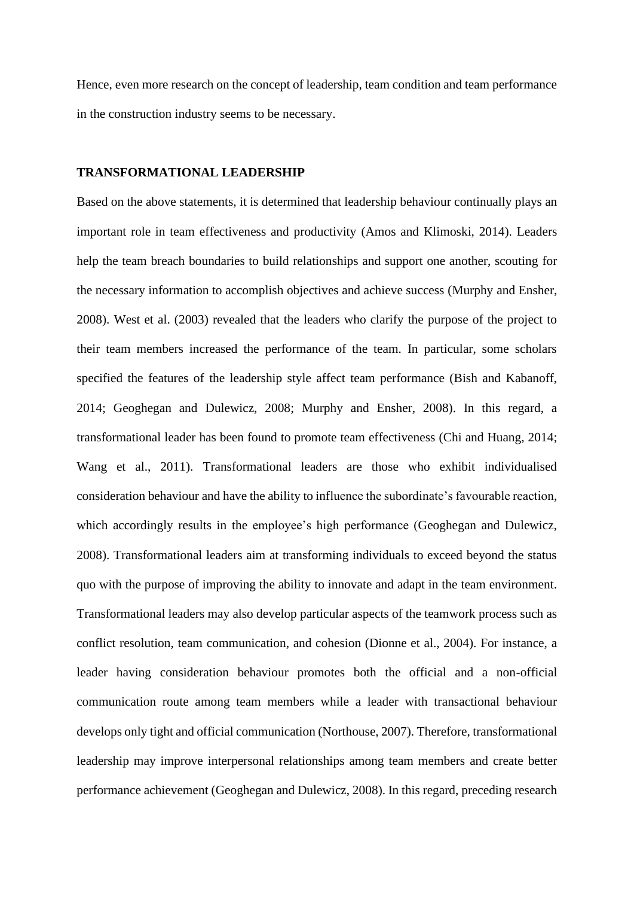Hence, even more research on the concept of leadership, team condition and team performance in the construction industry seems to be necessary.

## TRANSFORMATIONAL LEADERSHIP

Based on the above statements, it is determined that leadership behaviour continually plays an important role in team effectiveness and productivity (Amos and Klimoski, 2014). Leaders help the team breach boundaries to build relationships and support one another, scouting for the necessary information to accomplish objectives and achieve success (Murphy and Ensher, 2008). West et al. (2003) revealed that the leaders who clarify the purpose of the project to their team members increased the performance of the team. In particular, some scholars specified the features of the leadership style affect team performance (Bish and Kabanoff, 2014; Geoghegan and Dulewicz, 2008; Murphy and Ensher, 2008). In this regard, a transformational leader has been found to promote team effectiveness (Chi and Huang, 2014; Wang et al., 2011). Transformational leaders are those who exhibit individualised consideration behaviour and have the ability to influence the subordinate's favourable reaction, which accordingly results in the employee's high performance (Geoghegan and Dulewicz, 2008). Transformational leaders aim at transforming individuals to exceed beyond the status quo with the purpose of improving the ability to innovate and adapt in the team environment. Transformational leaders may also develop particular aspects of the teamwork process such as conflict resolution, team communication, and cohesion (Dionne et al., 2004). For instance, a leader having consideration behaviour promotes both the official and a non-official communication route among team members while a leader with transactional behaviour develops only tight and official communication (Northouse, 2007). Therefore, transformational leadership may improve interpersonal relationships among team members and create better performance achievement (Geoghegan and Dulewicz, 2008). In this regard, preceding research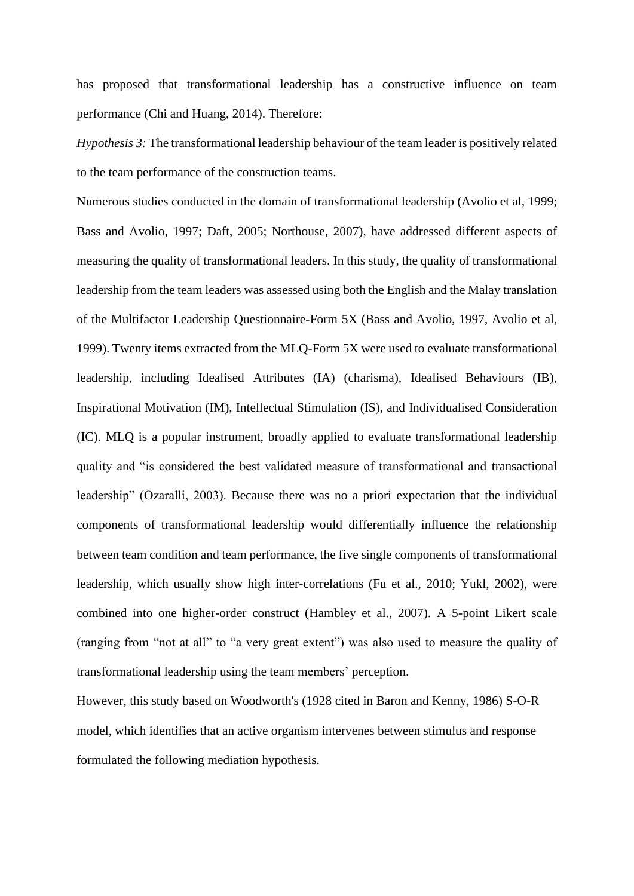has proposed that transformational leadership has a constructive influence on team performance (Chi and Huang, 2014). Therefore:

*Hypothesis 3:* The transformational leadership behaviour of the team leader is positively related to the team performance of the construction teams.

Numerous studies conducted in the domain of transformational leadership (Avolio et al, 1999; Bass and Avolio, 1997; Daft, 2005; Northouse, 2007), have addressed different aspects of measuring the quality of transformational leaders. In this study, the quality of transformational leadership from the team leaders was assessed using both the English and the Malay translation of the Multifactor Leadership Questionnaire-Form 5X (Bass and Avolio, 1997, Avolio et al, 1999). Twenty items extracted from the MLQ-Form 5X were used to evaluate transformational leadership, including Idealised Attributes (IA) (charisma), Idealised Behaviours (IB), Inspirational Motivation (IM), Intellectual Stimulation (IS), and Individualised Consideration (IC). MLQ is a popular instrument, broadly applied to evaluate transformational leadership quality and "is considered the best validated measure of transformational and transactional leadership" (Ozaralli, 2003). Because there was no a priori expectation that the individual components of transformational leadership would differentially influence the relationship between team condition and team performance, the five single components of transformational leadership, which usually show high inter-correlations (Fu et al., 2010; Yukl, 2002), were combined into one higher-order construct (Hambley et al., 2007). A 5-point Likert scale (ranging from "not at all" to "a very great extent") was also used to measure the quality of transformational leadership using the team members' perception.

However, this study based on Woodworth's (1928 cited in Baron and Kenny, 1986) S-O-R model, which identifies that an active organism intervenes between stimulus and response formulated the following mediation hypothesis.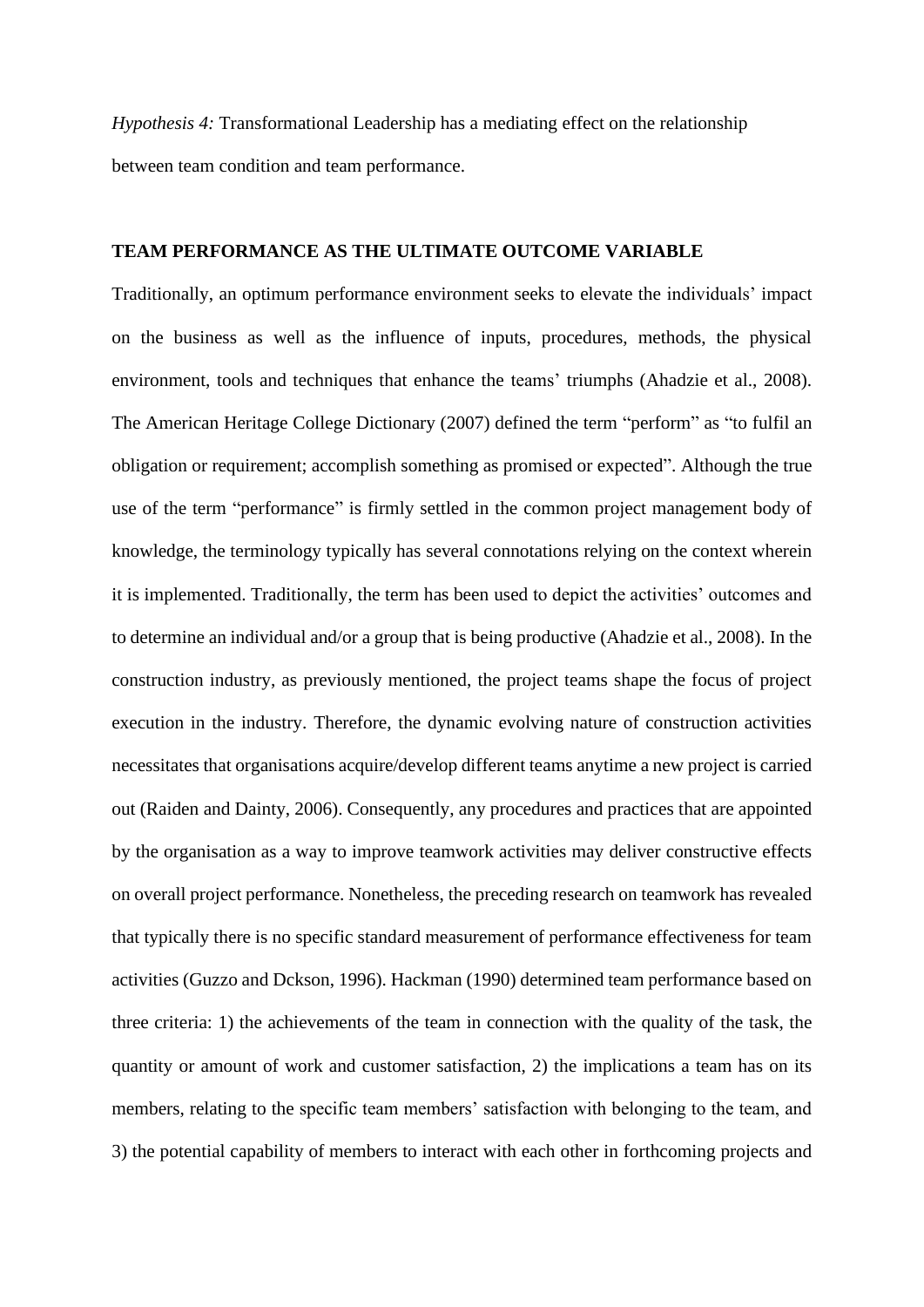*Hypothesis 4:* Transformational Leadership has a mediating effect on the relationship between team condition and team performance.

## TEAM PERFORMANCE AS THE ULTIMATE OUTCOME VARIABLE

Traditionally, an optimum performance environment seeks to elevate the individuals' impact on the business as well as the influence of inputs, procedures, methods, the physical environment, tools and techniques that enhance the teams' triumphs (Ahadzie et al., 2008). The American Heritage College Dictionary (2007) defined the term "perform" as "to fulfil an obligation or requirement; accomplish something as promised or expected". Although the true use of the term "performance" is firmly settled in the common project management body of knowledge, the terminology typically has several connotations relying on the context wherein it is implemented. Traditionally, the term has been used to depict the activities' outcomes and to determine an individual and/or a group that is being productive (Ahadzie et al., 2008). In the construction industry, as previously mentioned, the project teams shape the focus of project execution in the industry. Therefore, the dynamic evolving nature of construction activities necessitates that organisations acquire/develop different teams anytime a new project is carried out (Raiden and Dainty, 2006). Consequently, any procedures and practices that are appointed by the organisation as a way to improve teamwork activities may deliver constructive effects on overall project performance. Nonetheless, the preceding research on teamwork has revealed that typically there is no specific standard measurement of performance effectiveness for team activities (Guzzo and Dckson, 1996). Hackman (1990) determined team performance based on three criteria: 1) the achievements of the team in connection with the quality of the task, the quantity or amount of work and customer satisfaction, 2) the implications a team has on its members, relating to the specific team members' satisfaction with belonging to the team, and 3) the potential capability of members to interact with each other in forthcoming projects and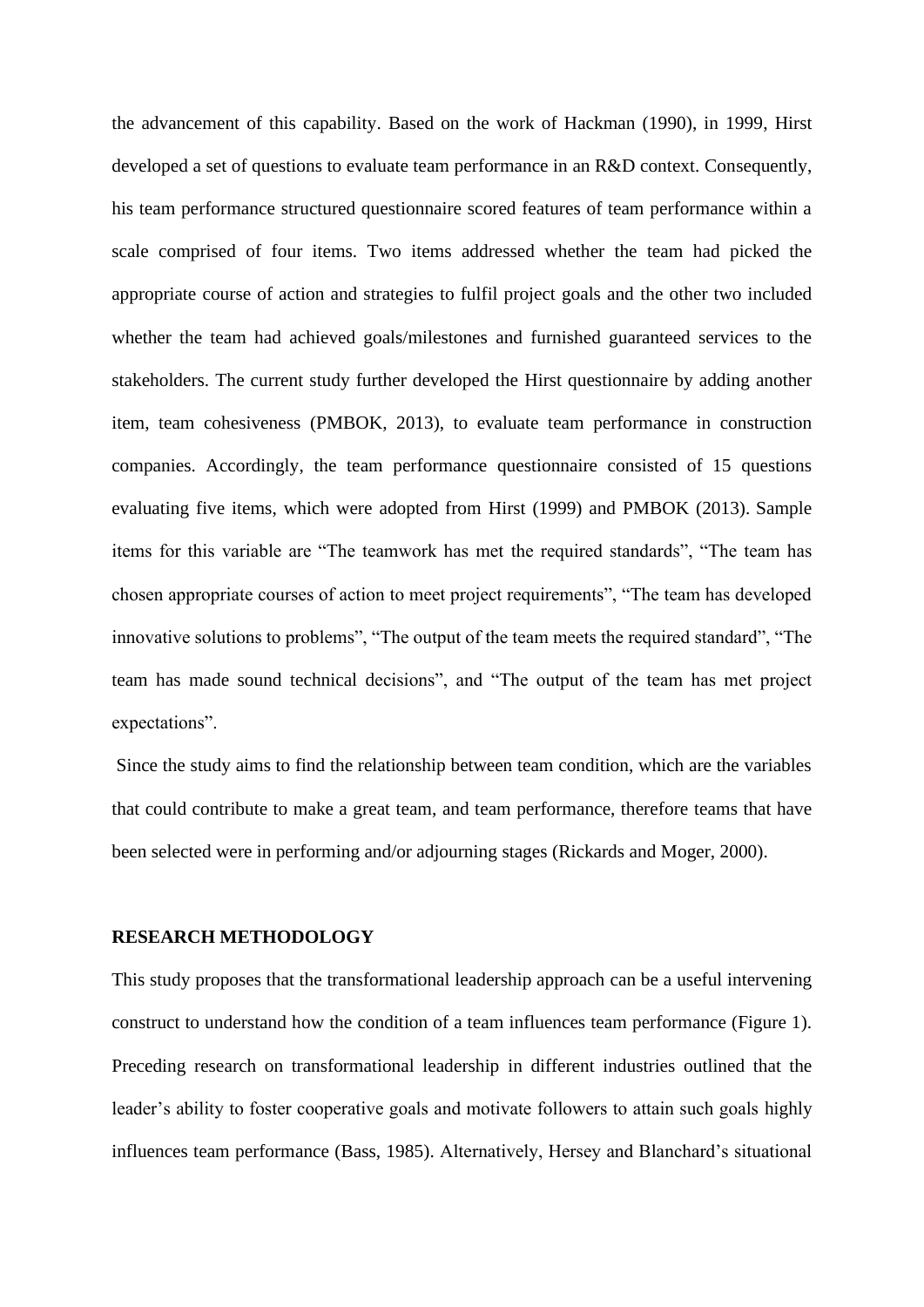the advancement of this capability. Based on the work of Hackman (1990), in 1999, Hirst developed a set of questions to evaluate team performance in an R&D context. Consequently, his team performance structured questionnaire scored features of team performance within a scale comprised of four items. Two items addressed whether the team had picked the appropriate course of action and strategies to fulfil project goals and the other two included whether the team had achieved goals/milestones and furnished guaranteed services to the stakeholders. The current study further developed the Hirst questionnaire by adding another item, team cohesiveness (PMBOK, 2013), to evaluate team performance in construction companies. Accordingly, the team performance questionnaire consisted of 15 questions evaluating five items, which were adopted from Hirst (1999) and PMBOK (2013). Sample items for this variable are "The teamwork has met the required standards", "The team has chosen appropriate courses of action to meet project requirements", "The team has developed innovative solutions to problems", "The output of the team meets the required standard", "The team has made sound technical decisions", and "The output of the team has met project expectations".

Since the study aims to find the relationship between team condition, which are the variables that could contribute to make a great team, and team performance, therefore teams that have been selected were in performing and/or adjourning stages (Rickards and Moger, 2000).

## RESEARCH METHODOLOGY

This study proposes that the transformational leadership approach can be a useful intervening construct to understand how the condition of a team influences team performance (Figure 1). Preceding research on transformational leadership in different industries outlined that the leader's ability to foster cooperative goals and motivate followers to attain such goals highly influences team performance (Bass, 1985). Alternatively, Hersey and Blanchard's situational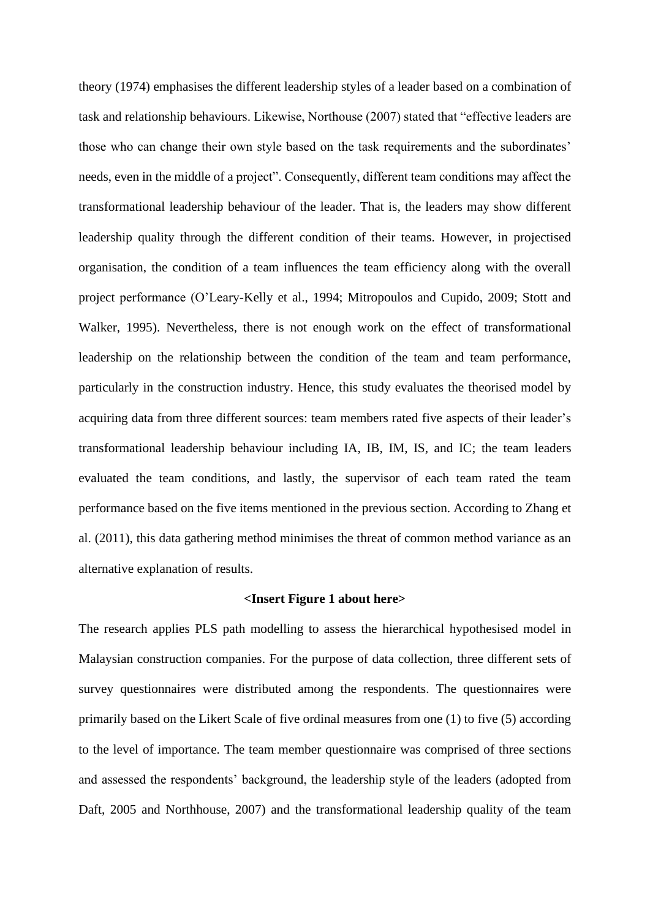theory (1974) emphasises the different leadership styles of a leader based on a combination of task and relationship behaviours. Likewise, Northouse (2007) stated that "effective leaders are those who can change their own style based on the task requirements and the subordinates' needs, even in the middle of a project". Consequently, different team conditions may affect the transformational leadership behaviour of the leader. That is, the leaders may show different leadership quality through the different condition of their teams. However, in projectised organisation, the condition of a team influences the team efficiency along with the overall project performance (O'Leary-Kelly et al., 1994; Mitropoulos and Cupido, 2009; Stott and Walker, 1995). Nevertheless, there is not enough work on the effect of transformational leadership on the relationship between the condition of the team and team performance, particularly in the construction industry. Hence, this study evaluates the theorised model by acquiring data from three different sources: team members rated five aspects of their leader's transformational leadership behaviour including IA, IB, IM, IS, and IC; the team leaders evaluated the team conditions, and lastly, the supervisor of each team rated the team performance based on the five items mentioned in the previous section. According to Zhang et al. (2011), this data gathering method minimises the threat of common method variance as an alternative explanation of results.

**<Insert Figure 1 about here>**

The research applies PLS path modelling to assess the hierarchical hypothesised model in Malaysian construction companies. For the purpose of data collection, three different sets of survey questionnaires were distributed among the respondents. The questionnaires were primarily based on the Likert Scale of five ordinal measures from one (1) to five (5) according to the level of importance. The team member questionnaire was comprised of three sections and assessed the respondents' background, the leadership style of the leaders (adopted from Daft, 2005 and Northhouse, 2007) and the transformational leadership quality of the team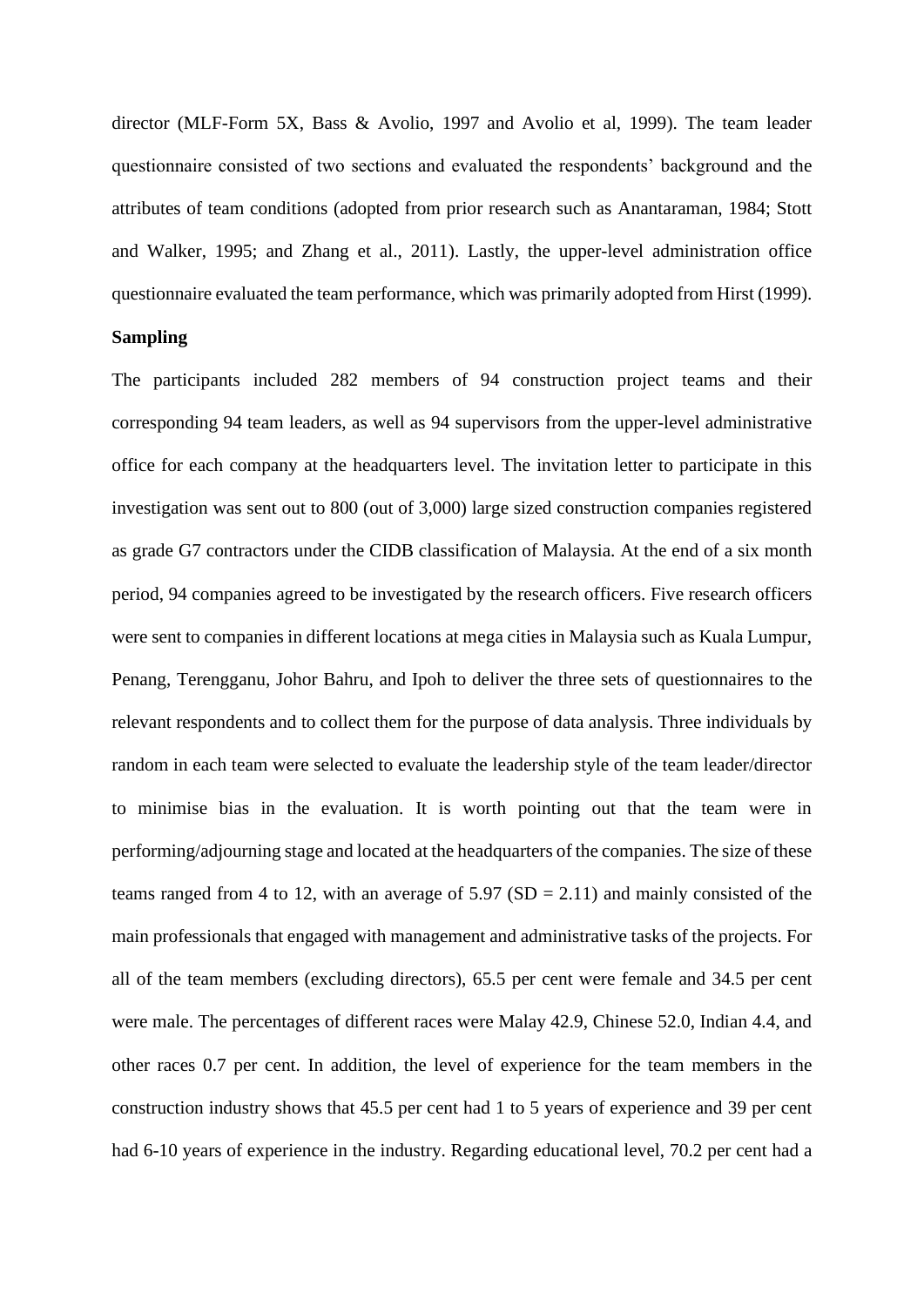director (MLF-Form 5X, Bass & Avolio, 1997 and Avolio et al, 1999). The team leader questionnaire consisted of two sections and evaluated the respondents' background and the attributes of team conditions (adopted from prior research such as Anantaraman, 1984; Stott and Walker, 1995; and Zhang et al., 2011). Lastly, the upper-level administration office questionnaire evaluated the team performance, which was primarily adopted from Hirst (1999).

**Sampling**

The participants included 282 members of 94 construction project teams and their corresponding 94 team leaders, as well as 94 supervisors from the upper-level administrative office for each company at the headquarters level. The invitation letter to participate in this investigation was sent out to 800 (out of 3,000) large sized construction companies registered as grade G7 contractors under the CIDB classification of Malaysia. At the end of a six month period, 94 companies agreed to be investigated by the research officers. Five research officers were sent to companies in different locations at mega cities in Malaysia such as Kuala Lumpur, Penang, Terengganu, Johor Bahru, and Ipoh to deliver the three sets of questionnaires to the relevant respondents and to collect them for the purpose of data analysis. Three individuals by random in each team were selected to evaluate the leadership style of the team leader/director to minimise bias in the evaluation. It is worth pointing out that the team were in performing/adjourning stage and located at the headquarters of the companies. The size of these teams ranged from 4 to 12, with an average of 5.97 (SD = 2.11) and mainly consisted of the main professionals that engaged with management and administrative tasks of the projects. For all of the team members (excluding directors), 65.5 per cent were female and 34.5 per cent were male. The percentages of different races were Malay 42.9, Chinese 52.0, Indian 4.4, and other races 0.7 per cent. In addition, the level of experience for the team members in the construction industry shows that 45.5 per cent had 1 to 5 years of experience and 39 per cent had 6-10 years of experience in the industry. Regarding educational level, 70.2 per cent had a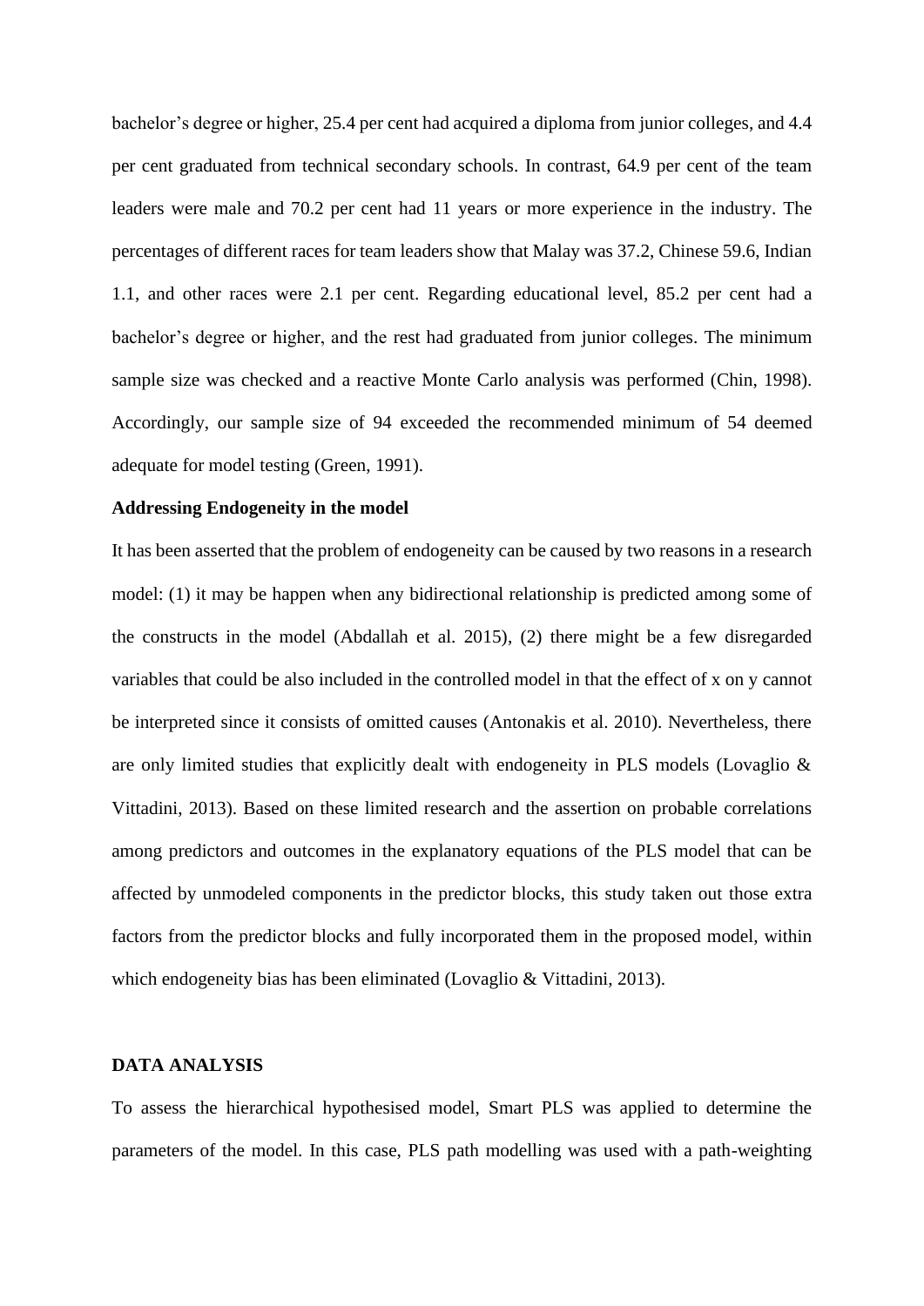bachelor's degree or higher, 25.4 per cent had acquired a diploma from junior colleges, and 4.4 per cent graduated from technical secondary schools. In contrast, 64.9 per cent of the team leaders were male and 70.2 per cent had 11 years or more experience in the industry. The percentages of different races for team leaders show that Malay was 37.2, Chinese 59.6, Indian 1.1, and other races were 2.1 per cent. Regarding educational level, 85.2 per cent had a bachelor's degree or higher, and the rest had graduated from junior colleges. The minimum sample size was checked and a reactive Monte Carlo analysis was performed (Chin, 1998). Accordingly, our sample size of 94 exceeded the recommended minimum of 54 deemed adequate for model testing (Green, 1991).

**Addressing Endogeneity in the model**

It has been asserted that the problem of endogeneity can be caused by two reasons in a research model: (1) it may be happen when any bidirectional relationship is predicted among some of the constructs in the model (Abdallah et al. 2015), (2) there might be a few disregarded variables that could be also included in the controlled model in that the effect of x on y cannot be interpreted since it consists of omitted causes (Antonakis et al. 2010). Nevertheless, there are only limited studies that explicitly dealt with endogeneity in PLS models (Lovaglio & Vittadini, 2013). Based on these limited research and the assertion on probable correlations among predictors and outcomes in the explanatory equations of the PLS model that can be affected by unmodeled components in the predictor blocks, this study taken out those extra factors from the predictor blocks and fully incorporated them in the proposed model, within which endogeneity bias has been eliminated (Lovaglio & Vittadini, 2013).

## DATA ANALYSIS

To assess the hierarchical hypothesised model, Smart PLS was applied to determine the parameters of the model. In this case, PLS path modelling was used with a path-weighting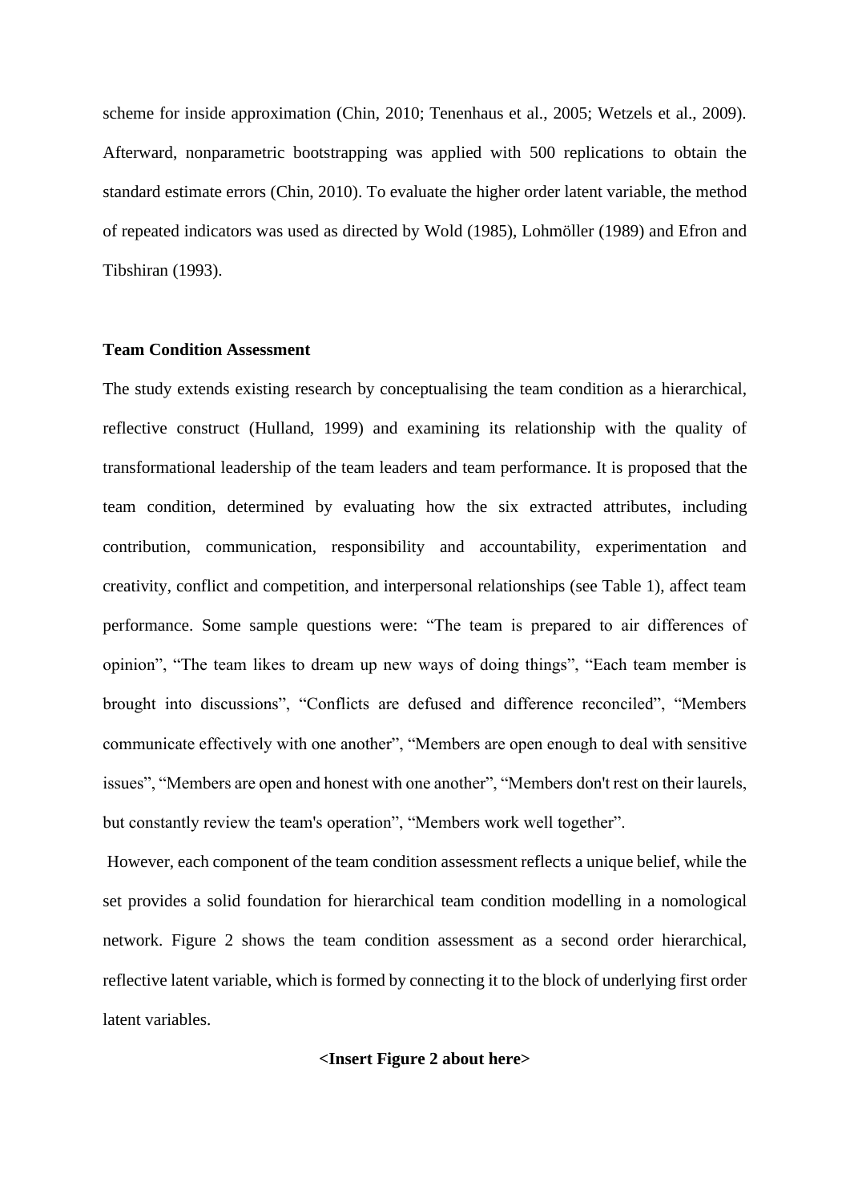scheme for inside approximation (Chin, 2010; Tenenhaus et al., 2005; Wetzels et al., 2009). Afterward, nonparametric bootstrapping was applied with 500 replications to obtain the standard estimate errors (Chin, 2010). To evaluate the higher order latent variable, the method of repeated indicators was used as directed by Wold (1985), Lohmöller (1989) and Efron and Tibshiran (1993).

**Team Condition Assessment**

The study extends existing research by conceptualising the team condition as a hierarchical, reflective construct (Hulland, 1999) and examining its relationship with the quality of transformational leadership of the team leaders and team performance. It is proposed that the team condition, determined by evaluating how the six extracted attributes, including contribution, communication, responsibility and accountability, experimentation and creativity, conflict and competition, and interpersonal relationships (see Table 1), affect team performance. Some sample questions were: "The team is prepared to air differences of opinion", "The team likes to dream up new ways of doing things", "Each team member is brought into discussions", "Conflicts are defused and difference reconciled", "Members communicate effectively with one another", "Members are open enough to deal with sensitive issues", "Members are open and honest with one another", "Members don't rest on their laurels, but constantly review the team's operation", "Members work well together".

However, each component of the team condition assessment reflects a unique belief, while the set provides a solid foundation for hierarchical team condition modelling in a nomological network. Figure 2 shows the team condition assessment as a second order hierarchical, reflective latent variable, which is formed by connecting it to the block of underlying first order latent variables.

**<Insert Figure 2 about here>**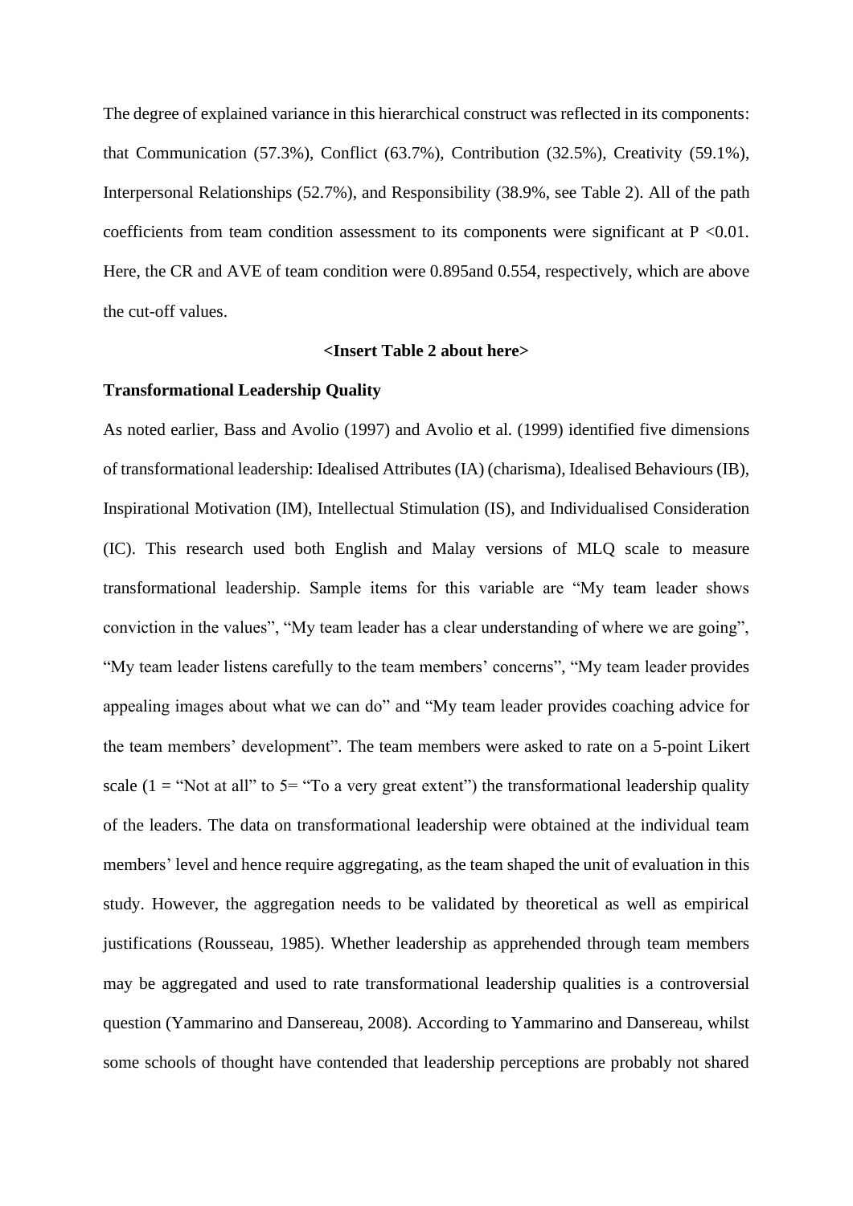The degree of explained variance in this hierarchical construct was reflected in its components: that Communication (57.3%), Conflict (63.7%), Contribution (32.5%), Creativity (59.1%), Interpersonal Relationships (52.7%), and Responsibility (38.9%, see Table 2). All of the path coefficients from team condition assessment to its components were significant at P <0.01. Here, the CR and AVE of team condition were 0.895and 0.554, respectively, which are above the cut-off values.

**<Insert Table 2 about here>**

**Transformational Leadership Quality**

As noted earlier, Bass and Avolio (1997) and Avolio et al. (1999) identified five dimensions of transformational leadership: Idealised Attributes (IA) (charisma), Idealised Behaviours (IB), Inspirational Motivation (IM), Intellectual Stimulation (IS), and Individualised Consideration (IC). This research used both English and Malay versions of MLQ scale to measure transformational leadership. Sample items for this variable are "My team leader shows conviction in the values", "My team leader has a clear understanding of where we are going", "My team leader listens carefully to the team members' concerns", "My team leader provides appealing images about what we can do" and "My team leader provides coaching advice for the team members' development". The team members were asked to rate on a 5-point Likert scale (1 = "Not at all" to 5= "To a very great extent") the transformational leadership quality of the leaders. The data on transformational leadership were obtained at the individual team members' level and hence require aggregating, as the team shaped the unit of evaluation in this study. However, the aggregation needs to be validated by theoretical as well as empirical justifications (Rousseau, 1985). Whether leadership as apprehended through team members may be aggregated and used to rate transformational leadership qualities is a controversial question (Yammarino and Dansereau, 2008). According to Yammarino and Dansereau, whilst some schools of thought have contended that leadership perceptions are probably not shared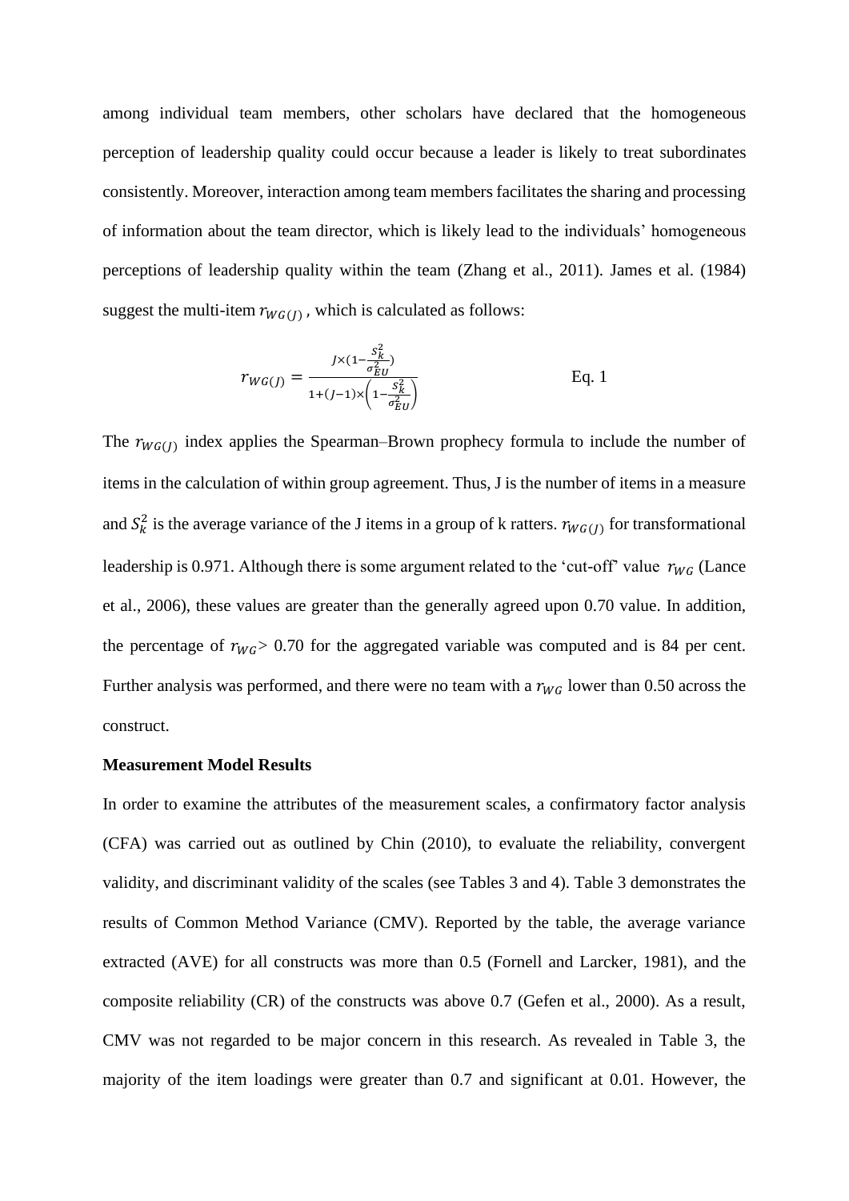among individual team members, other scholars have declared that the homogeneous perception of leadership quality could occur because a leader is likely to treat subordinates consistently. Moreover, interaction among team members facilitates the sharing and processing of information about the team director, which is likely lead to the individuals' homogeneous perceptions of leadership quality within the team (Zhang et al., 2011). James et al. (1984) suggest the multi-item $r_{WG(J)}$ , which is calculated as follows:

$$r_{WG(J)} = \frac{J \times (1 - \frac{S_k^2}{\sigma_{EU}^2})}{1 + (J-1) \times \left(1 - \frac{S_k^2}{\sigma_{EU}^2}\right)} \qquad \text{Eq. 1}$$

The $r_{WG(J)}$ index applies the Spearman–Brown prophecy formula to include the number of items in the calculation of within group agreement. Thus, J is the number of items in a measure and $S_k^2$ is the average variance of the J items in a group of k ratters. $r_{WG(J)}$ for transformational leadership is 0.971. Although there is some argument related to the 'cut-off' value $r_{WG}$ (Lance et al., 2006), these values are greater than the generally agreed upon 0.70 value. In addition, the percentage of $r_{WG}$> 0.70 for the aggregated variable was computed and is 84 per cent. Further analysis was performed, and there were no team with a $r_{WG}$ lower than 0.50 across the construct.

**Measurement Model Results**

In order to examine the attributes of the measurement scales, a confirmatory factor analysis (CFA) was carried out as outlined by Chin (2010), to evaluate the reliability, convergent validity, and discriminant validity of the scales (see Tables 3 and 4). Table 3 demonstrates the results of Common Method Variance (CMV). Reported by the table, the average variance extracted (AVE) for all constructs was more than 0.5 (Fornell and Larcker, 1981), and the composite reliability (CR) of the constructs was above 0.7 (Gefen et al., 2000). As a result, CMV was not regarded to be major concern in this research. As revealed in Table 3, the majority of the item loadings were greater than 0.7 and significant at 0.01. However, the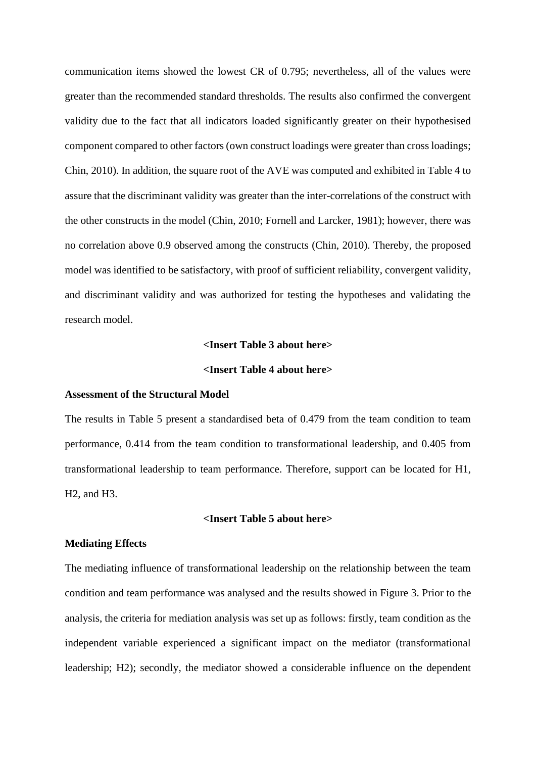communication items showed the lowest CR of 0.795; nevertheless, all of the values were greater than the recommended standard thresholds. The results also confirmed the convergent validity due to the fact that all indicators loaded significantly greater on their hypothesised component compared to other factors (own construct loadings were greater than cross loadings; Chin, 2010). In addition, the square root of the AVE was computed and exhibited in Table 4 to assure that the discriminant validity was greater than the inter-correlations of the construct with the other constructs in the model (Chin, 2010; Fornell and Larcker, 1981); however, there was no correlation above 0.9 observed among the constructs (Chin, 2010). Thereby, the proposed model was identified to be satisfactory, with proof of sufficient reliability, convergent validity, and discriminant validity and was authorized for testing the hypotheses and validating the research model.

**<Insert Table 3 about here>**

**<Insert Table 4 about here>**

**Assessment of the Structural Model**

The results in Table 5 present a standardised beta of 0.479 from the team condition to team performance, 0.414 from the team condition to transformational leadership, and 0.405 from transformational leadership to team performance. Therefore, support can be located for H1, H2, and H3.

**<Insert Table 5 about here>**

**Mediating Effects**

The mediating influence of transformational leadership on the relationship between the team condition and team performance was analysed and the results showed in Figure 3. Prior to the analysis, the criteria for mediation analysis was set up as follows: firstly, team condition as the independent variable experienced a significant impact on the mediator (transformational leadership; H2); secondly, the mediator showed a considerable influence on the dependent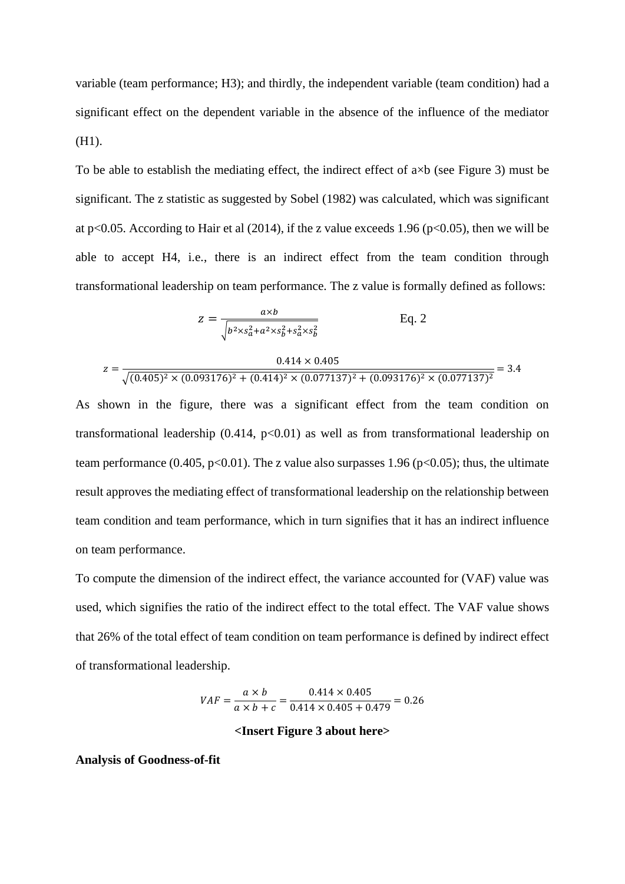variable (team performance; H3); and thirdly, the independent variable (team condition) had a significant effect on the dependent variable in the absence of the influence of the mediator (H1).

To be able to establish the mediating effect, the indirect effect of a×b (see Figure 3) must be significant. The z statistic as suggested by Sobel (1982) was calculated, which was significant at $p<0.05$. According to Hair et al (2014), if the z value exceeds 1.96 ($p<0.05$), then we will be able to accept H4, i.e., there is an indirect effect from the team condition through transformational leadership on team performance. The z value is formally defined as follows:

$$z = \frac{a \times b}{\sqrt{b^2 \times s_a^2 + a^2 \times s_b^2 + s_a^2 \times s_b^2}} \qquad \text{Eq. 2}$$

$$z = \frac{0.414 \times 0.405}{\sqrt{(0.405)^2 \times (0.093176)^2 + (0.414)^2 \times (0.077137)^2 + (0.093176)^2 \times (0.077137)^2}} = 3.4$$

As shown in the figure, there was a significant effect from the team condition on transformational leadership (0.414, $p<0.01$) as well as from transformational leadership on team performance (0.405, $p<0.01$). The z value also surpasses 1.96 ($p<0.05$); thus, the ultimate result approves the mediating effect of transformational leadership on the relationship between team condition and team performance, which in turn signifies that it has an indirect influence on team performance.

To compute the dimension of the indirect effect, the variance accounted for (VAF) value was used, which signifies the ratio of the indirect effect to the total effect. The VAF value shows that 26% of the total effect of team condition on team performance is defined by indirect effect of transformational leadership.

$$VAF = \frac{a \times b}{a \times b + c} = \frac{0.414 \times 0.405}{0.414 \times 0.405 + 0.479} = 0.26$$

**<Insert Figure 3 about here>**

**Analysis of Goodness-of-fit**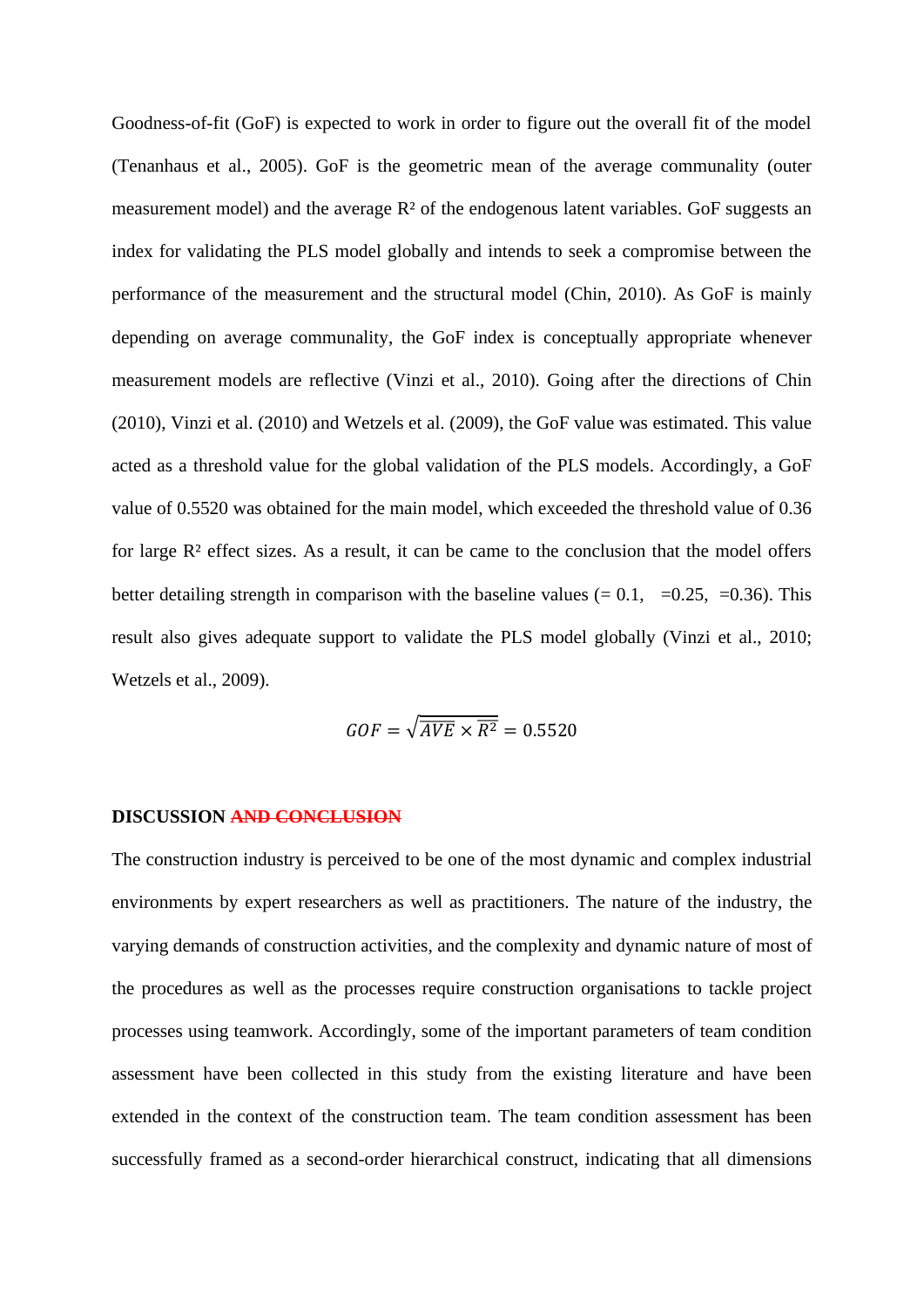Goodness-of-fit (GoF) is expected to work in order to figure out the overall fit of the model (Tenanhaus et al., 2005). GoF is the geometric mean of the average communality (outer measurement model) and the average $R^2$ of the endogenous latent variables. GoF suggests an index for validating the PLS model globally and intends to seek a compromise between the performance of the measurement and the structural model (Chin, 2010). As GoF is mainly depending on average communality, the GoF index is conceptually appropriate whenever measurement models are reflective (Vinzi et al., 2010). Going after the directions of Chin (2010), Vinzi et al. (2010) and Wetzels et al. (2009), the GoF value was estimated. This value acted as a threshold value for the global validation of the PLS models. Accordingly, a GoF value of 0.5520 was obtained for the main model, which exceeded the threshold value of 0.36 for large $R^2$ effect sizes. As a result, it can be came to the conclusion that the model offers better detailing strength in comparison with the baseline values (= 0.1, =0.25, =0.36). This result also gives adequate support to validate the PLS model globally (Vinzi et al., 2010; Wetzels et al., 2009).

$$GOF = \sqrt{\overline{AVE} \times \overline{R^2}} = 0.5520$$

## DISCUSSION ~~AND CONCLUSION~~

The construction industry is perceived to be one of the most dynamic and complex industrial environments by expert researchers as well as practitioners. The nature of the industry, the varying demands of construction activities, and the complexity and dynamic nature of most of the procedures as well as the processes require construction organisations to tackle project processes using teamwork. Accordingly, some of the important parameters of team condition assessment have been collected in this study from the existing literature and have been extended in the context of the construction team. The team condition assessment has been successfully framed as a second-order hierarchical construct, indicating that all dimensions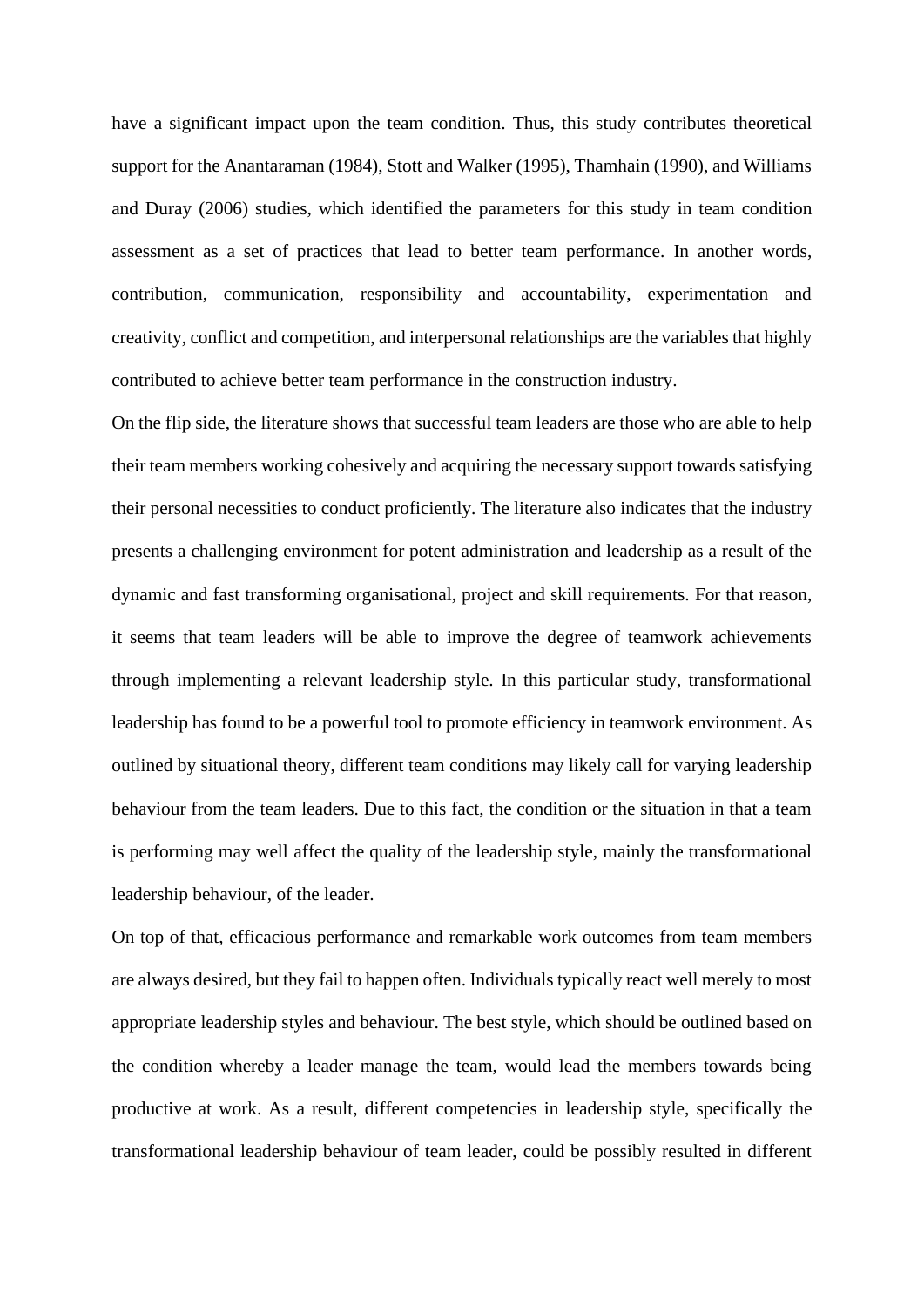have a significant impact upon the team condition. Thus, this study contributes theoretical support for the Anantaraman (1984), Stott and Walker (1995), Thamhain (1990), and Williams and Duray (2006) studies, which identified the parameters for this study in team condition assessment as a set of practices that lead to better team performance. In another words, contribution, communication, responsibility and accountability, experimentation and creativity, conflict and competition, and interpersonal relationships are the variables that highly contributed to achieve better team performance in the construction industry.

On the flip side, the literature shows that successful team leaders are those who are able to help their team members working cohesively and acquiring the necessary support towards satisfying their personal necessities to conduct proficiently. The literature also indicates that the industry presents a challenging environment for potent administration and leadership as a result of the dynamic and fast transforming organisational, project and skill requirements. For that reason, it seems that team leaders will be able to improve the degree of teamwork achievements through implementing a relevant leadership style. In this particular study, transformational leadership has found to be a powerful tool to promote efficiency in teamwork environment. As outlined by situational theory, different team conditions may likely call for varying leadership behaviour from the team leaders. Due to this fact, the condition or the situation in that a team is performing may well affect the quality of the leadership style, mainly the transformational leadership behaviour, of the leader.

On top of that, efficacious performance and remarkable work outcomes from team members are always desired, but they fail to happen often. Individuals typically react well merely to most appropriate leadership styles and behaviour. The best style, which should be outlined based on the condition whereby a leader manage the team, would lead the members towards being productive at work. As a result, different competencies in leadership style, specifically the transformational leadership behaviour of team leader, could be possibly resulted in different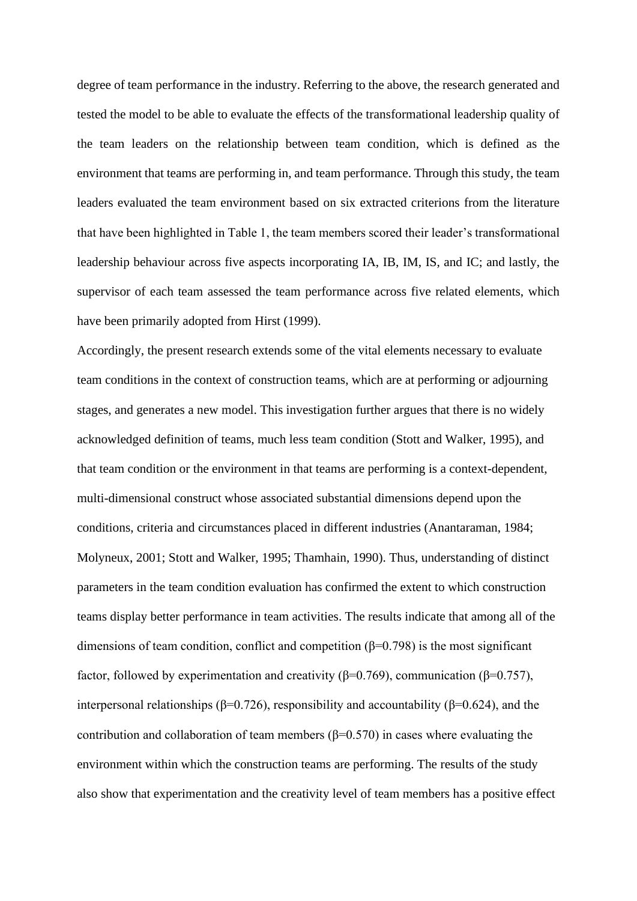degree of team performance in the industry. Referring to the above, the research generated and tested the model to be able to evaluate the effects of the transformational leadership quality of the team leaders on the relationship between team condition, which is defined as the environment that teams are performing in, and team performance. Through this study, the team leaders evaluated the team environment based on six extracted criterions from the literature that have been highlighted in Table 1, the team members scored their leader's transformational leadership behaviour across five aspects incorporating IA, IB, IM, IS, and IC; and lastly, the supervisor of each team assessed the team performance across five related elements, which have been primarily adopted from Hirst (1999).

Accordingly, the present research extends some of the vital elements necessary to evaluate team conditions in the context of construction teams, which are at performing or adjourning stages, and generates a new model. This investigation further argues that there is no widely acknowledged definition of teams, much less team condition (Stott and Walker, 1995), and that team condition or the environment in that teams are performing is a context-dependent, multi-dimensional construct whose associated substantial dimensions depend upon the conditions, criteria and circumstances placed in different industries (Anantaraman, 1984; Molyneux, 2001; Stott and Walker, 1995; Thamhain, 1990). Thus, understanding of distinct parameters in the team condition evaluation has confirmed the extent to which construction teams display better performance in team activities. The results indicate that among all of the dimensions of team condition, conflict and competition ($\beta$=0.798) is the most significant factor, followed by experimentation and creativity ($\beta$=0.769), communication ($\beta$=0.757), interpersonal relationships ($\beta$=0.726), responsibility and accountability ($\beta$=0.624), and the contribution and collaboration of team members ($\beta$=0.570) in cases where evaluating the environment within which the construction teams are performing. The results of the study also show that experimentation and the creativity level of team members has a positive effect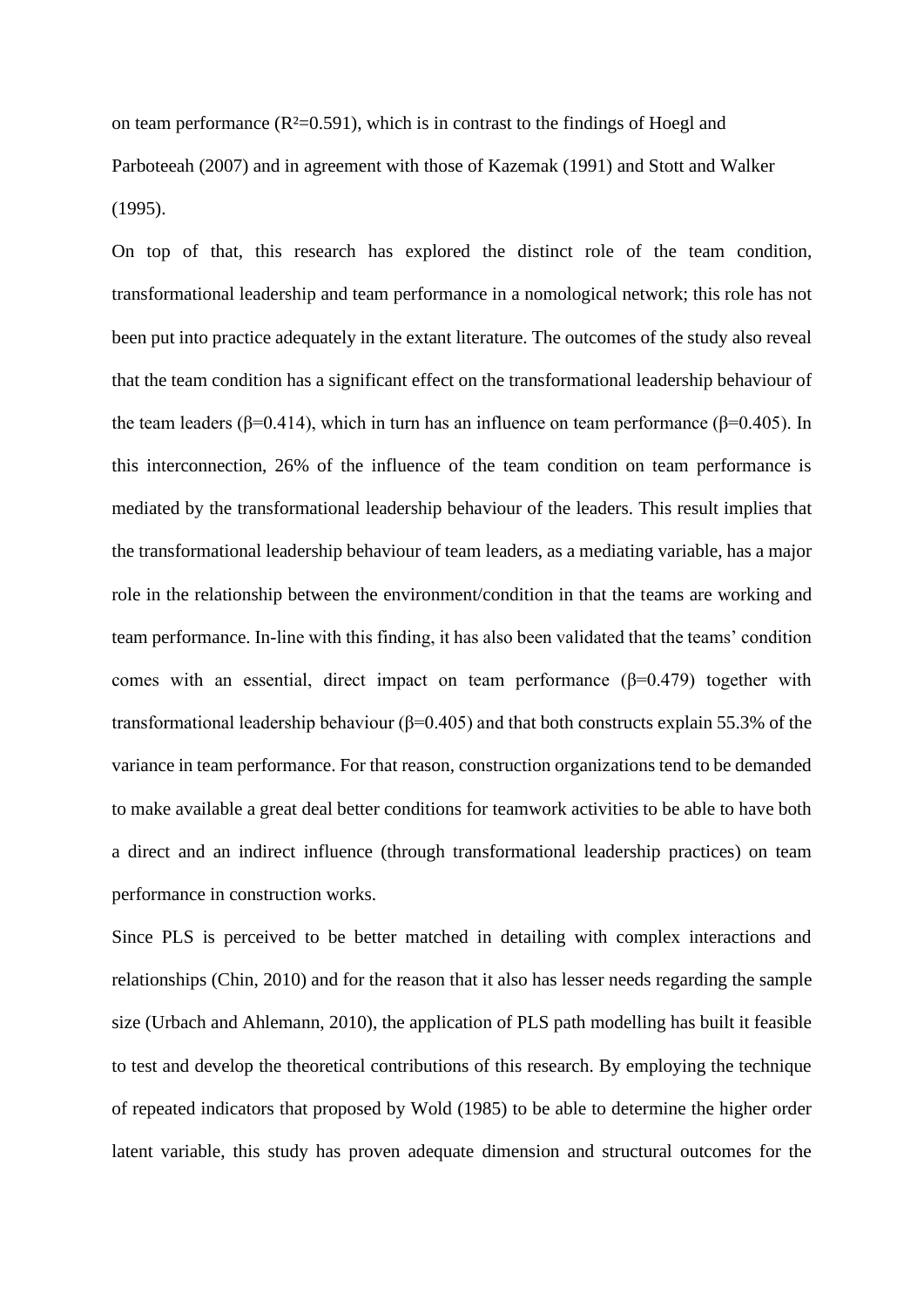on team performance ($R^2$=0.591), which is in contrast to the findings of Hoegl and Parboteeah (2007) and in agreement with those of Kazemak (1991) and Stott and Walker (1995).

On top of that, this research has explored the distinct role of the team condition, transformational leadership and team performance in a nomological network; this role has not been put into practice adequately in the extant literature. The outcomes of the study also reveal that the team condition has a significant effect on the transformational leadership behaviour of the team leaders ($\beta$=0.414), which in turn has an influence on team performance ($\beta$=0.405). In this interconnection, 26% of the influence of the team condition on team performance is mediated by the transformational leadership behaviour of the leaders. This result implies that the transformational leadership behaviour of team leaders, as a mediating variable, has a major role in the relationship between the environment/condition in that the teams are working and team performance. In-line with this finding, it has also been validated that the teams' condition comes with an essential, direct impact on team performance ($\beta$=0.479) together with transformational leadership behaviour ($\beta$=0.405) and that both constructs explain 55.3% of the variance in team performance. For that reason, construction organizations tend to be demanded to make available a great deal better conditions for teamwork activities to be able to have both a direct and an indirect influence (through transformational leadership practices) on team performance in construction works.

Since PLS is perceived to be better matched in detailing with complex interactions and relationships (Chin, 2010) and for the reason that it also has lesser needs regarding the sample size (Urbach and Ahlemann, 2010), the application of PLS path modelling has built it feasible to test and develop the theoretical contributions of this research. By employing the technique of repeated indicators that proposed by Wold (1985) to be able to determine the higher order latent variable, this study has proven adequate dimension and structural outcomes for the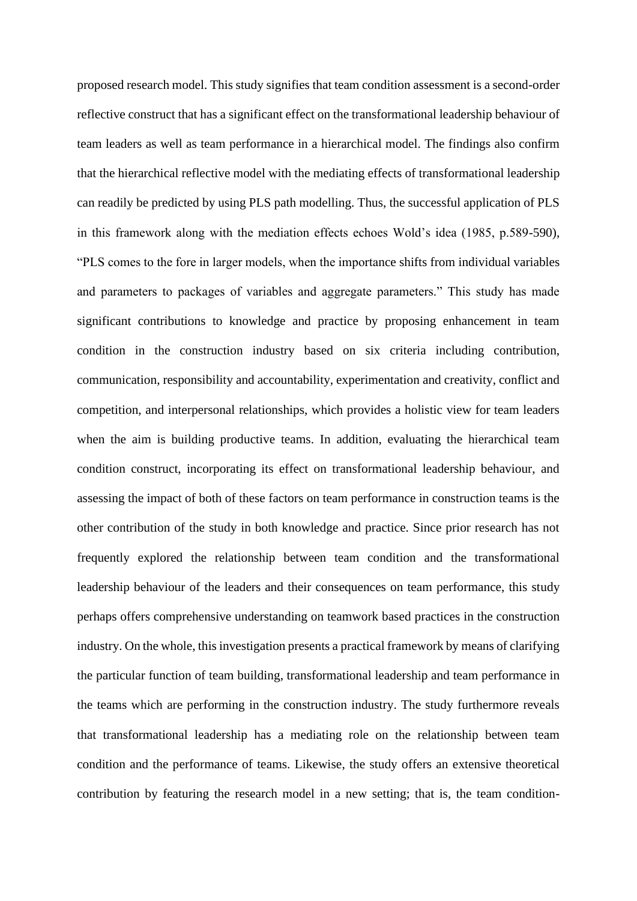proposed research model. This study signifies that team condition assessment is a second-order reflective construct that has a significant effect on the transformational leadership behaviour of team leaders as well as team performance in a hierarchical model. The findings also confirm that the hierarchical reflective model with the mediating effects of transformational leadership can readily be predicted by using PLS path modelling. Thus, the successful application of PLS in this framework along with the mediation effects echoes Wold's idea (1985, p.589-590), "PLS comes to the fore in larger models, when the importance shifts from individual variables and parameters to packages of variables and aggregate parameters." This study has made significant contributions to knowledge and practice by proposing enhancement in team condition in the construction industry based on six criteria including contribution, communication, responsibility and accountability, experimentation and creativity, conflict and competition, and interpersonal relationships, which provides a holistic view for team leaders when the aim is building productive teams. In addition, evaluating the hierarchical team condition construct, incorporating its effect on transformational leadership behaviour, and assessing the impact of both of these factors on team performance in construction teams is the other contribution of the study in both knowledge and practice. Since prior research has not frequently explored the relationship between team condition and the transformational leadership behaviour of the leaders and their consequences on team performance, this study perhaps offers comprehensive understanding on teamwork based practices in the construction industry. On the whole, this investigation presents a practical framework by means of clarifying the particular function of team building, transformational leadership and team performance in the teams which are performing in the construction industry. The study furthermore reveals that transformational leadership has a mediating role on the relationship between team condition and the performance of teams. Likewise, the study offers an extensive theoretical contribution by featuring the research model in a new setting; that is, the team condition-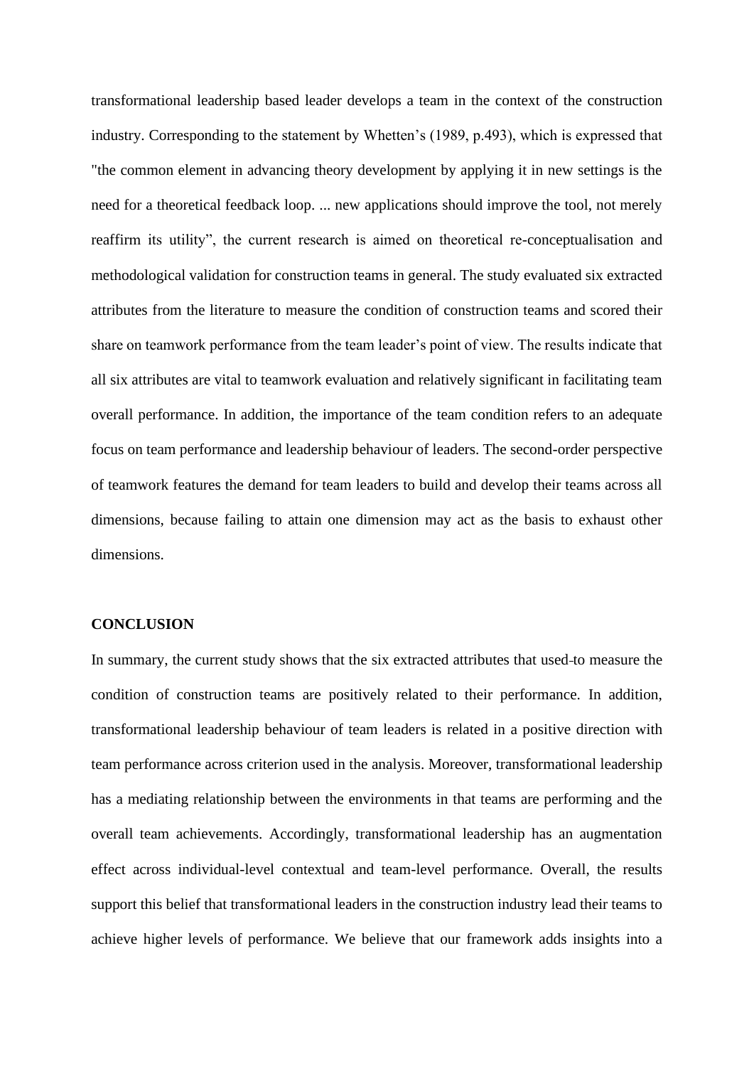transformational leadership based leader develops a team in the context of the construction industry. Corresponding to the statement by Whetten's (1989, p.493), which is expressed that "the common element in advancing theory development by applying it in new settings is the need for a theoretical feedback loop. ... new applications should improve the tool, not merely reaffirm its utility", the current research is aimed on theoretical re-conceptualisation and methodological validation for construction teams in general. The study evaluated six extracted attributes from the literature to measure the condition of construction teams and scored their share on teamwork performance from the team leader's point of view. The results indicate that all six attributes are vital to teamwork evaluation and relatively significant in facilitating team overall performance. In addition, the importance of the team condition refers to an adequate focus on team performance and leadership behaviour of leaders. The second-order perspective of teamwork features the demand for team leaders to build and develop their teams across all dimensions, because failing to attain one dimension may act as the basis to exhaust other dimensions.

## CONCLUSION

In summary, the current study shows that the six extracted attributes that used to measure the condition of construction teams are positively related to their performance. In addition, transformational leadership behaviour of team leaders is related in a positive direction with team performance across criterion used in the analysis. Moreover, transformational leadership has a mediating relationship between the environments in that teams are performing and the overall team achievements. Accordingly, transformational leadership has an augmentation effect across individual-level contextual and team-level performance. Overall, the results support this belief that transformational leaders in the construction industry lead their teams to achieve higher levels of performance. We believe that our framework adds insights into a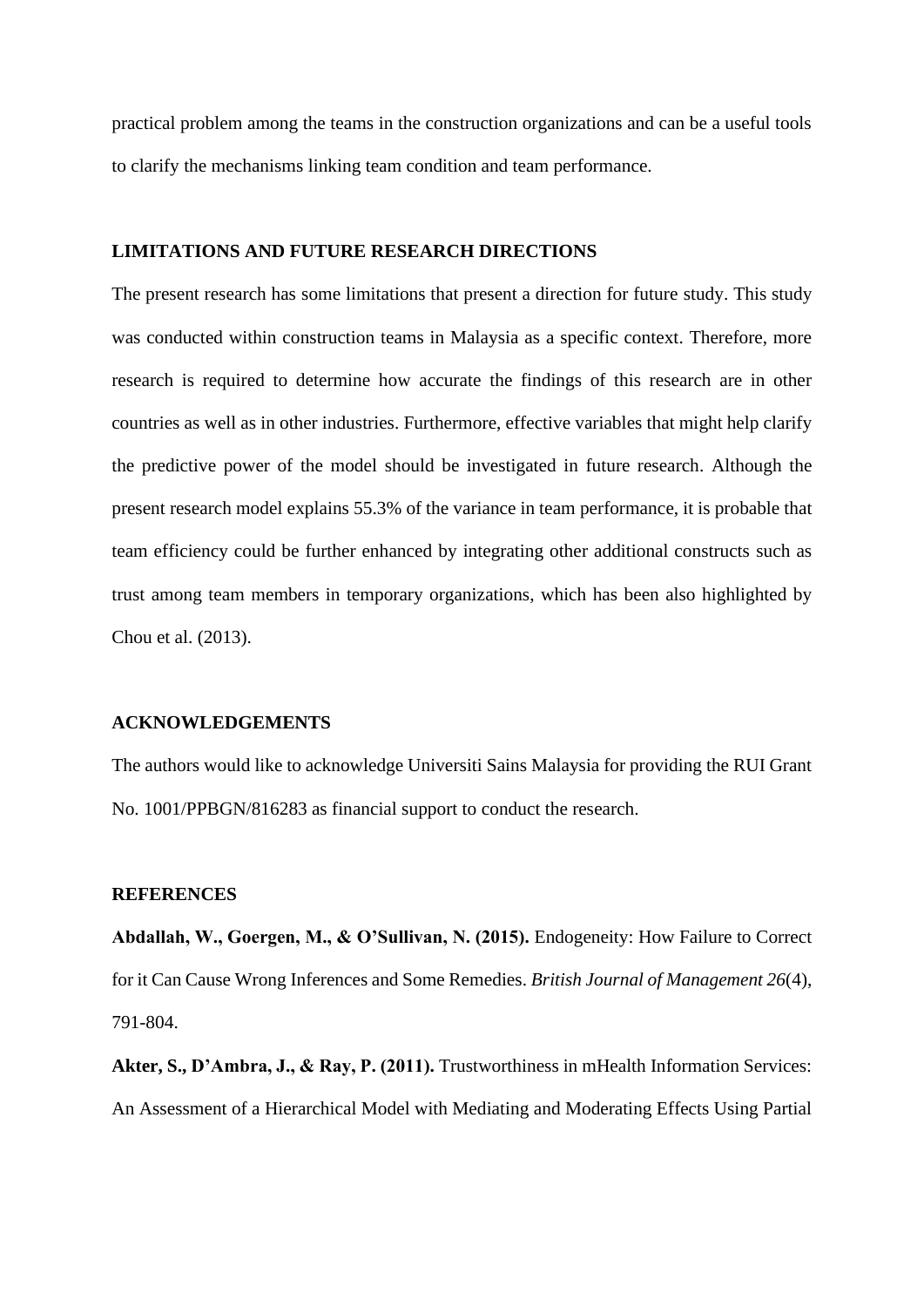practical problem among the teams in the construction organizations and can be a useful tools to clarify the mechanisms linking team condition and team performance.

## LIMITATIONS AND FUTURE RESEARCH DIRECTIONS

The present research has some limitations that present a direction for future study. This study was conducted within construction teams in Malaysia as a specific context. Therefore, more research is required to determine how accurate the findings of this research are in other countries as well as in other industries. Furthermore, effective variables that might help clarify the predictive power of the model should be investigated in future research. Although the present research model explains 55.3% of the variance in team performance, it is probable that team efficiency could be further enhanced by integrating other additional constructs such as trust among team members in temporary organizations, which has been also highlighted by Chou et al. (2013).

## ACKNOWLEDGEMENTS

The authors would like to acknowledge Universiti Sains Malaysia for providing the RUI Grant No. 1001/PPBGN/816283 as financial support to conduct the research.

## REFERENCES

**Abdallah, W., Goergen, M., & O'Sullivan, N. (2015).** Endogeneity: How Failure to Correct for it Can Cause Wrong Inferences and Some Remedies. *British Journal of Management 26*(4), 791-804.

**Akter, S., D'Ambra, J., & Ray, P. (2011).** Trustworthiness in mHealth Information Services: An Assessment of a Hierarchical Model with Mediating and Moderating Effects Using Partial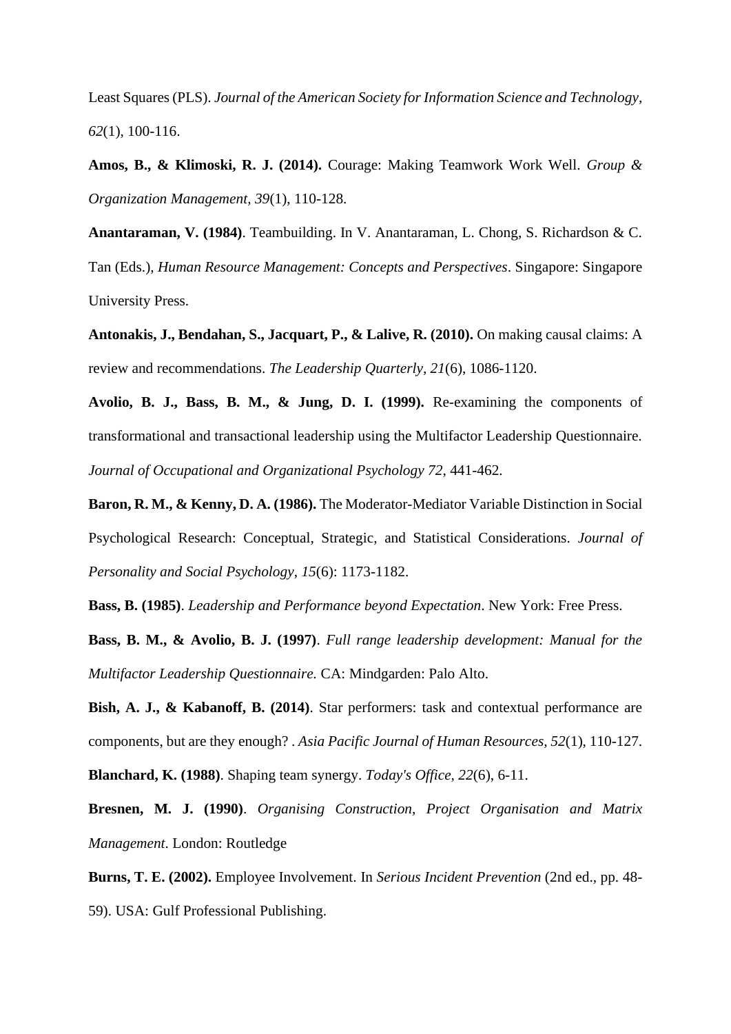Least Squares (PLS). *Journal of the American Society for Information Science and Technology*, *62*(1), 100-116.

**Amos, B., & Klimoski, R. J. (2014).** Courage: Making Teamwork Work Well. *Group & Organization Management*, *39*(1), 110-128.

**Anantaraman, V. (1984)**. Teambuilding. In V. Anantaraman, L. Chong, S. Richardson & C. Tan (Eds.), *Human Resource Management: Concepts and Perspectives*. Singapore: Singapore University Press.

**Antonakis, J., Bendahan, S., Jacquart, P., & Lalive, R. (2010).** On making causal claims: A review and recommendations. *The Leadership Quarterly, 21*(6), 1086-1120.

**Avolio, B. J., Bass, B. M., & Jung, D. I. (1999).** Re-examining the components of transformational and transactional leadership using the Multifactor Leadership Questionnaire. *Journal of Occupational and Organizational Psychology 72*, 441-462.

**Baron, R. M., & Kenny, D. A. (1986).** The Moderator-Mediator Variable Distinction in Social Psychological Research: Conceptual, Strategic, and Statistical Considerations. *Journal of Personality and Social Psychology*, *15*(6): 1173-1182.

**Bass, B. (1985)**. *Leadership and Performance beyond Expectation*. New York: Free Press.

**Bass, B. M., & Avolio, B. J. (1997)**. *Full range leadership development: Manual for the Multifactor Leadership Questionnaire.* CA: Mindgarden: Palo Alto.

**Bish, A. J., & Kabanoff, B. (2014)**. Star performers: task and contextual performance are components, but are they enough? . *Asia Pacific Journal of Human Resources, 52*(1), 110-127.

**Blanchard, K. (1988)**. Shaping team synergy. *Today's Office, 22*(6), 6-11.

**Bresnen, M. J. (1990)**. *Organising Construction, Project Organisation and Matrix Management*. London: Routledge

**Burns, T. E. (2002).** Employee Involvement. In *Serious Incident Prevention* (2nd ed., pp. 48-59). USA: Gulf Professional Publishing.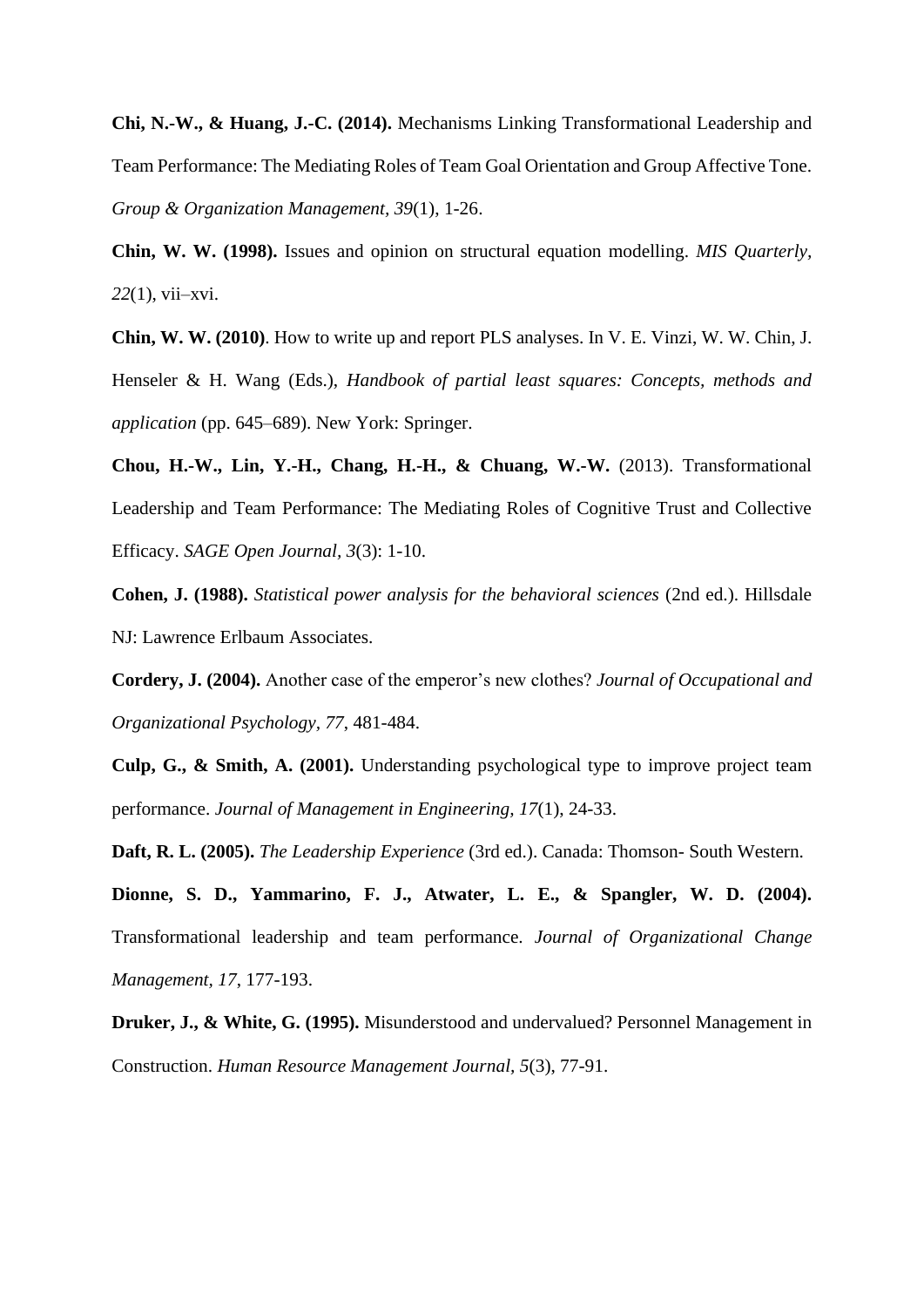**Chi, N.-W., & Huang, J.-C. (2014).** Mechanisms Linking Transformational Leadership and Team Performance: The Mediating Roles of Team Goal Orientation and Group Affective Tone. *Group & Organization Management, 39*(1), 1-26.

**Chin, W. W. (1998).** Issues and opinion on structural equation modelling. *MIS Quarterly, 22*(1), vii–xvi.

**Chin, W. W. (2010)**. How to write up and report PLS analyses. In V. E. Vinzi, W. W. Chin, J. Henseler & H. Wang (Eds.), *Handbook of partial least squares: Concepts, methods and application* (pp. 645–689). New York: Springer.

**Chou, H.-W., Lin, Y.-H., Chang, H.-H., & Chuang, W.-W.** (2013). Transformational Leadership and Team Performance: The Mediating Roles of Cognitive Trust and Collective Efficacy. *SAGE Open Journal, 3*(3): 1-10.

**Cohen, J. (1988).** *Statistical power analysis for the behavioral sciences* (2nd ed.). Hillsdale NJ: Lawrence Erlbaum Associates.

**Cordery, J. (2004).** Another case of the emperor's new clothes? *Journal of Occupational and Organizational Psychology, 77*, 481-484.

**Culp, G., & Smith, A. (2001).** Understanding psychological type to improve project team performance. *Journal of Management in Engineering, 17*(1), 24-33.

**Daft, R. L. (2005).** *The Leadership Experience* (3rd ed.). Canada: Thomson- South Western.

**Dionne, S. D., Yammarino, F. J., Atwater, L. E., & Spangler, W. D. (2004).** Transformational leadership and team performance. *Journal of Organizational Change Management, 17*, 177-193.

**Druker, J., & White, G. (1995).** Misunderstood and undervalued? Personnel Management in Construction. *Human Resource Management Journal, 5*(3), 77-91.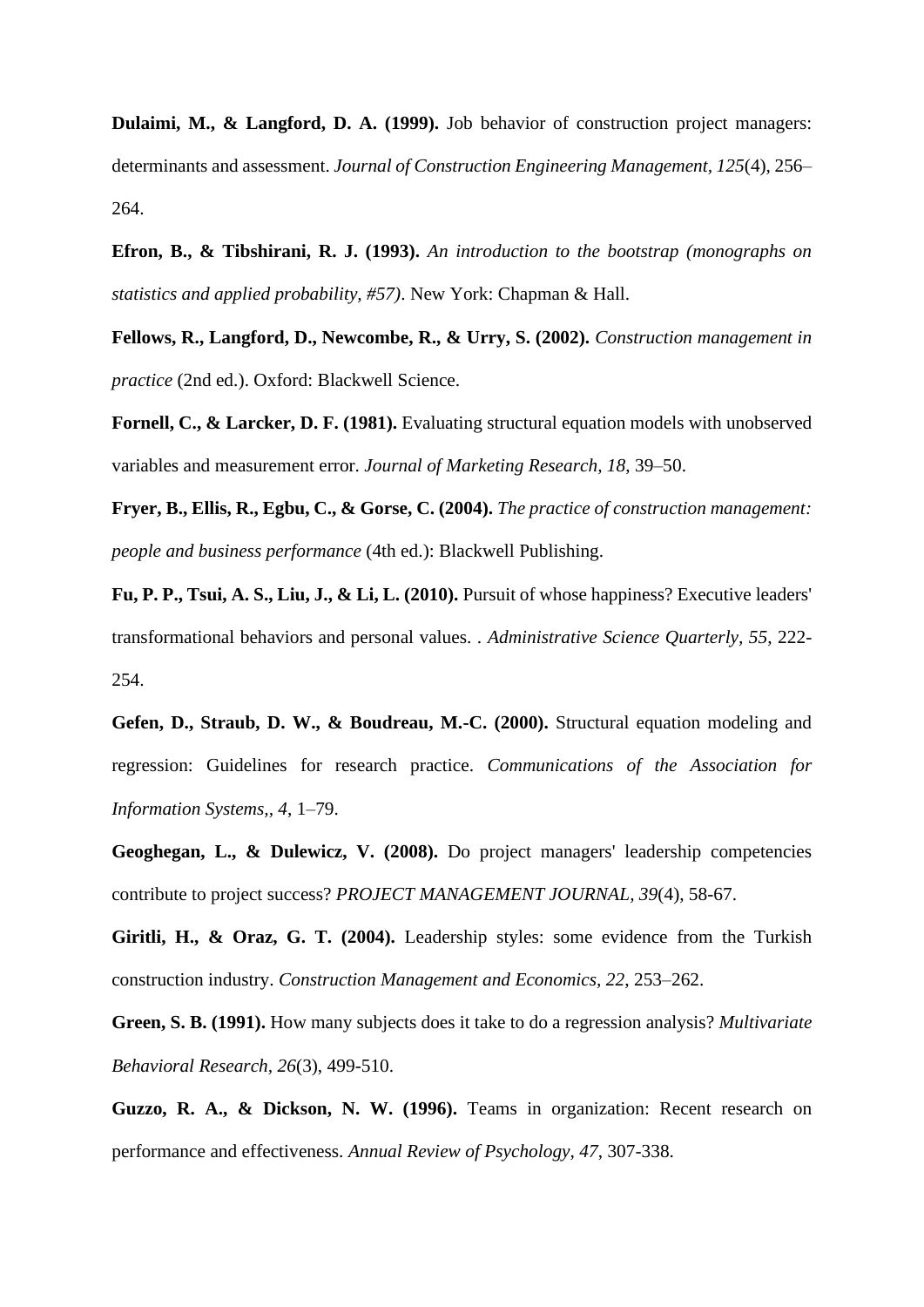**Dulaimi, M., & Langford, D. A. (1999).** Job behavior of construction project managers: determinants and assessment. *Journal of Construction Engineering Management, 125*(4), 256–264.

**Efron, B., & Tibshirani, R. J. (1993).** *An introduction to the bootstrap (monographs on statistics and applied probability, #57)*. New York: Chapman & Hall.

**Fellows, R., Langford, D., Newcombe, R., & Urry, S. (2002).** *Construction management in practice* (2nd ed.). Oxford: Blackwell Science.

**Fornell, C., & Larcker, D. F. (1981).** Evaluating structural equation models with unobserved variables and measurement error. *Journal of Marketing Research, 18*, 39–50.

**Fryer, B., Ellis, R., Egbu, C., & Gorse, C. (2004).** *The practice of construction management: people and business performance* (4th ed.): Blackwell Publishing.

**Fu, P. P., Tsui, A. S., Liu, J., & Li, L. (2010).** Pursuit of whose happiness? Executive leaders' transformational behaviors and personal values. . *Administrative Science Quarterly, 55*, 222-254.

**Gefen, D., Straub, D. W., & Boudreau, M.-C. (2000).** Structural equation modeling and regression: Guidelines for research practice. *Communications of the Association for Information Systems,, 4*, 1–79.

**Geoghegan, L., & Dulewicz, V. (2008).** Do project managers' leadership competencies contribute to project success? *PROJECT MANAGEMENT JOURNAL, 39*(4), 58-67.

**Giritli, H., & Oraz, G. T. (2004).** Leadership styles: some evidence from the Turkish construction industry. *Construction Management and Economics, 22*, 253–262.

**Green, S. B. (1991).** How many subjects does it take to do a regression analysis? *Multivariate Behavioral Research, 26*(3), 499-510.

**Guzzo, R. A., & Dickson, N. W. (1996).** Teams in organization: Recent research on performance and effectiveness. *Annual Review of Psychology, 47*, 307-338.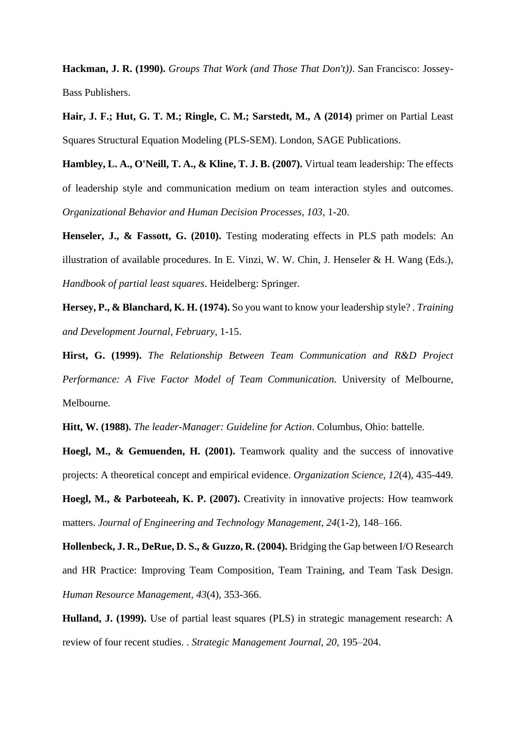**Hackman, J. R. (1990).** *Groups That Work (and Those That Don't))*. San Francisco: Jossey-Bass Publishers.

**Hair, J. F.; Hut, G. T. M.; Ringle, C. M.; Sarstedt, M., A (2014)** primer on Partial Least Squares Structural Equation Modeling (PLS-SEM). London, SAGE Publications.

**Hambley, L. A., O'Neill, T. A., & Kline, T. J. B. (2007).** Virtual team leadership: The effects of leadership style and communication medium on team interaction styles and outcomes. *Organizational Behavior and Human Decision Processes, 103*, 1-20.

**Henseler, J., & Fassott, G. (2010).** Testing moderating effects in PLS path models: An illustration of available procedures. In E. Vinzi, W. W. Chin, J. Henseler & H. Wang (Eds.), *Handbook of partial least squares*. Heidelberg: Springer.

**Hersey, P., & Blanchard, K. H. (1974).** So you want to know your leadership style? . *Training and Development Journal, February*, 1-15.

**Hirst, G. (1999).** *The Relationship Between Team Communication and R&D Project Performance: A Five Factor Model of Team Communication.* University of Melbourne, Melbourne.

**Hitt, W. (1988).** *The leader-Manager: Guideline for Action*. Columbus, Ohio: battelle.

**Hoegl, M., & Gemuenden, H. (2001).** Teamwork quality and the success of innovative projects: A theoretical concept and empirical evidence. *Organization Science, 12*(4), 435-449.

**Hoegl, M., & Parboteeah, K. P. (2007).** Creativity in innovative projects: How teamwork matters. *Journal of Engineering and Technology Management, 24*(1-2), 148–166.

**Hollenbeck, J. R., DeRue, D. S., & Guzzo, R. (2004).** Bridging the Gap between I/O Research and HR Practice: Improving Team Composition, Team Training, and Team Task Design. *Human Resource Management*, *43*(4), 353-366.

**Hulland, J. (1999).** Use of partial least squares (PLS) in strategic management research: A review of four recent studies. . *Strategic Management Journal, 20*, 195–204.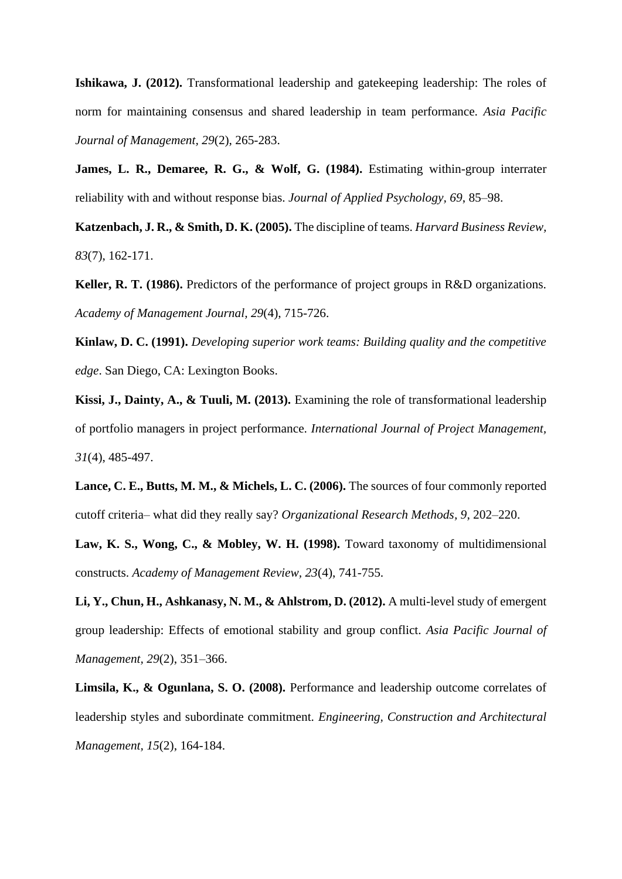**Ishikawa, J. (2012).** Transformational leadership and gatekeeping leadership: The roles of norm for maintaining consensus and shared leadership in team performance. *Asia Pacific Journal of Management, 29*(2), 265-283.

**James, L. R., Demaree, R. G., & Wolf, G. (1984).** Estimating within-group interrater reliability with and without response bias. *Journal of Applied Psychology, 69*, 85–98.

**Katzenbach, J. R., & Smith, D. K. (2005).** The discipline of teams. *Harvard Business Review, 83*(7), 162-171.

**Keller, R. T. (1986).** Predictors of the performance of project groups in R&D organizations. *Academy of Management Journal, 29*(4), 715-726.

**Kinlaw, D. C. (1991).** *Developing superior work teams: Building quality and the competitive edge*. San Diego, CA: Lexington Books.

**Kissi, J., Dainty, A., & Tuuli, M. (2013).** Examining the role of transformational leadership of portfolio managers in project performance. *International Journal of Project Management, 31*(4), 485-497.

**Lance, C. E., Butts, M. M., & Michels, L. C. (2006).** The sources of four commonly reported cutoff criteria– what did they really say? *Organizational Research Methods, 9*, 202–220.

**Law, K. S., Wong, C., & Mobley, W. H. (1998).** Toward taxonomy of multidimensional constructs. *Academy of Management Review, 23*(4), 741-755.

**Li, Y., Chun, H., Ashkanasy, N. M., & Ahlstrom, D. (2012).** A multi-level study of emergent group leadership: Effects of emotional stability and group conflict. *Asia Pacific Journal of Management, 29*(2), 351–366.

**Limsila, K., & Ogunlana, S. O. (2008).** Performance and leadership outcome correlates of leadership styles and subordinate commitment. *Engineering, Construction and Architectural Management, 15*(2), 164-184.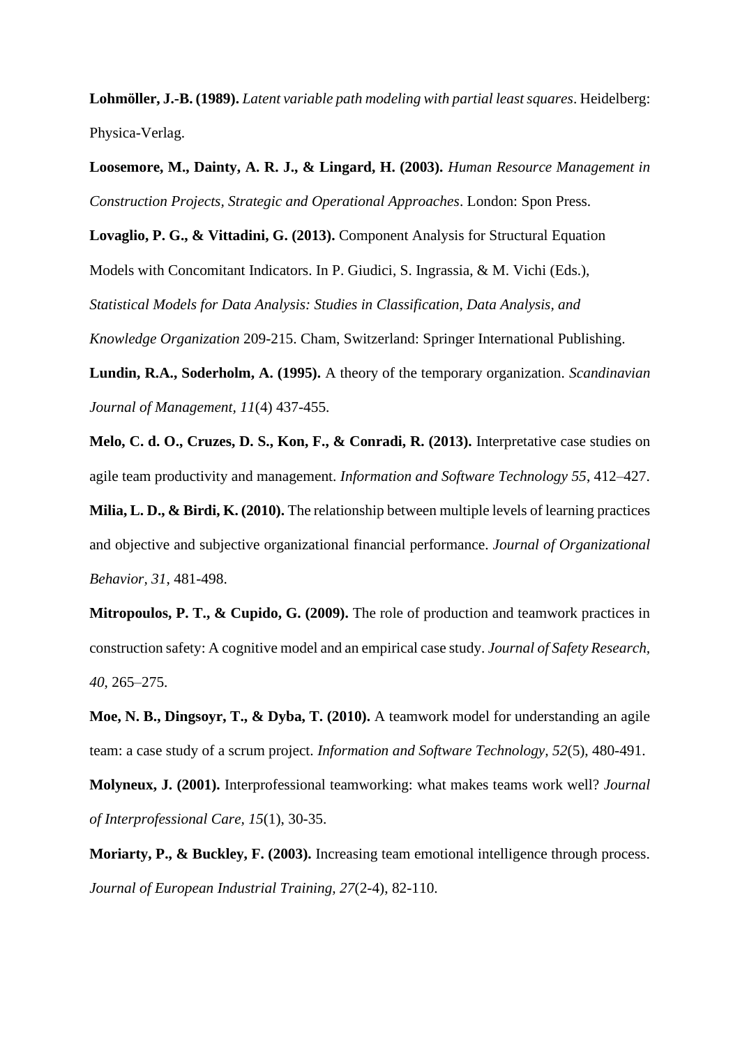**Lohmöller, J.-B. (1989).** *Latent variable path modeling with partial least squares*. Heidelberg: Physica-Verlag.

**Loosemore, M., Dainty, A. R. J., & Lingard, H. (2003).** *Human Resource Management in Construction Projects, Strategic and Operational Approaches*. London: Spon Press.

**Lovaglio, P. G., & Vittadini, G. (2013).** Component Analysis for Structural Equation Models with Concomitant Indicators. In P. Giudici, S. Ingrassia, & M. Vichi (Eds.), *Statistical Models for Data Analysis: Studies in Classification, Data Analysis, and Knowledge Organization* 209-215. Cham, Switzerland: Springer International Publishing.

**Lundin, R.A., Soderholm, A. (1995).** A theory of the temporary organization. *Scandinavian Journal of Management, 11*(4) 437-455.

**Melo, C. d. O., Cruzes, D. S., Kon, F., & Conradi, R. (2013).** Interpretative case studies on agile team productivity and management. *Information and Software Technology 55*, 412–427.

**Milia, L. D., & Birdi, K. (2010).** The relationship between multiple levels of learning practices and objective and subjective organizational financial performance. *Journal of Organizational Behavior, 31*, 481-498.

**Mitropoulos, P. T., & Cupido, G. (2009).** The role of production and teamwork practices in construction safety: A cognitive model and an empirical case study. *Journal of Safety Research, 40*, 265–275.

**Moe, N. B., Dingsoyr, T., & Dyba, T. (2010).** A teamwork model for understanding an agile team: a case study of a scrum project. *Information and Software Technology, 52*(5), 480-491.

**Molyneux, J. (2001).** Interprofessional teamworking: what makes teams work well? *Journal of Interprofessional Care, 15*(1), 30-35.

**Moriarty, P., & Buckley, F. (2003).** Increasing team emotional intelligence through process. *Journal of European Industrial Training, 27*(2-4), 82-110.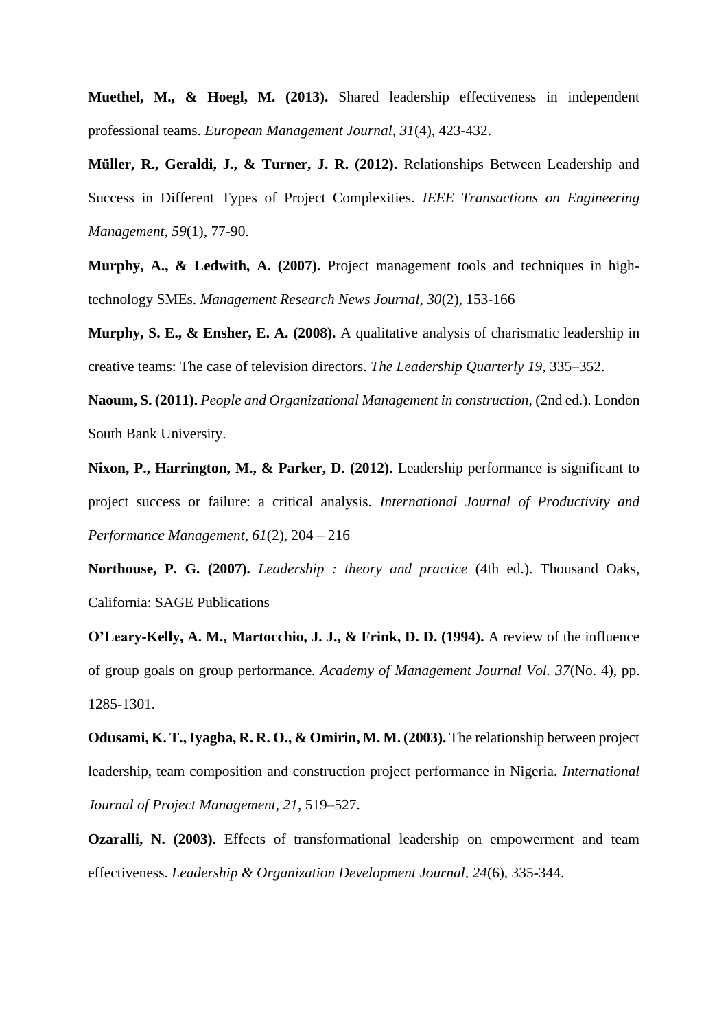**Muethel, M., & Hoegl, M. (2013).** Shared leadership effectiveness in independent professional teams. *European Management Journal, 31*(4), 423-432.

**Müller, R., Geraldi, J., & Turner, J. R. (2012).** Relationships Between Leadership and Success in Different Types of Project Complexities. *IEEE Transactions on Engineering Management, 59*(1), 77-90.

**Murphy, A., & Ledwith, A. (2007).** Project management tools and techniques in high-technology SMEs. *Management Research News Journal, 30*(2), 153-166

**Murphy, S. E., & Ensher, E. A. (2008).** A qualitative analysis of charismatic leadership in creative teams: The case of television directors. *The Leadership Quarterly 19*, 335–352.

**Naoum, S. (2011).** *People and Organizational Management in construction*, (2nd ed.). London South Bank University.

**Nixon, P., Harrington, M., & Parker, D. (2012).** Leadership performance is significant to project success or failure: a critical analysis. *International Journal of Productivity and Performance Management, 61*(2), 204 – 216

**Northouse, P. G. (2007).** *Leadership : theory and practice* (4th ed.). Thousand Oaks, California: SAGE Publications

**O'Leary-Kelly, A. M., Martocchio, J. J., & Frink, D. D. (1994).** A review of the influence of group goals on group performance. *Academy of Management Journal Vol. 37*(No. 4), pp. 1285-1301.

**Odusami, K. T., Iyagba, R. R. O., & Omirin, M. M. (2003).** The relationship between project leadership, team composition and construction project performance in Nigeria. *International Journal of Project Management, 21*, 519–527.

**Ozaralli, N. (2003).** Effects of transformational leadership on empowerment and team effectiveness. *Leadership & Organization Development Journal, 24*(6), 335-344.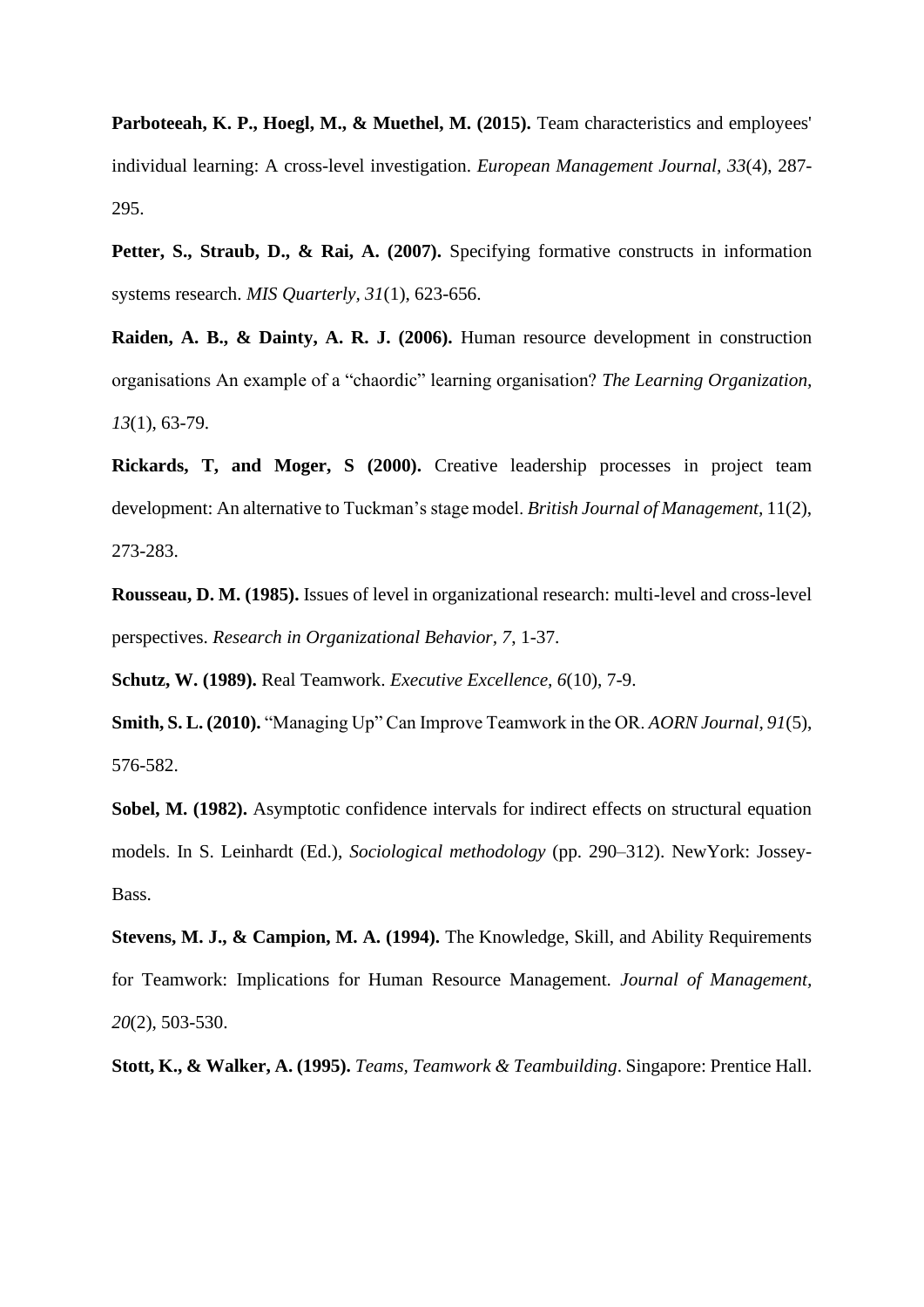**Parboteeah, K. P., Hoegl, M., & Muethel, M. (2015).** Team characteristics and employees' individual learning: A cross-level investigation. *European Management Journal, 33*(4), 287-295.

**Petter, S., Straub, D., & Rai, A. (2007).** Specifying formative constructs in information systems research. *MIS Quarterly, 31*(1), 623-656.

**Raiden, A. B., & Dainty, A. R. J. (2006).** Human resource development in construction organisations An example of a "chaordic" learning organisation? *The Learning Organization, 13*(1), 63-79.

**Rickards, T, and Moger, S (2000).** Creative leadership processes in project team development: An alternative to Tuckman's stage model. *British Journal of Management,* 11(2), 273-283.

**Rousseau, D. M. (1985).** Issues of level in organizational research: multi-level and cross-level perspectives. *Research in Organizational Behavior, 7*, 1-37.

**Schutz, W. (1989).** Real Teamwork. *Executive Excellence, 6*(10), 7-9.

**Smith, S. L. (2010).** "Managing Up" Can Improve Teamwork in the OR. *AORN Journal, 91*(5), 576-582.

**Sobel, M. (1982).** Asymptotic confidence intervals for indirect effects on structural equation models. In S. Leinhardt (Ed.), *Sociological methodology* (pp. 290–312). NewYork: Jossey-Bass.

**Stevens, M. J., & Campion, M. A. (1994).** The Knowledge, Skill, and Ability Requirements for Teamwork: Implications for Human Resource Management. *Journal of Management, 20*(2), 503-530.

**Stott, K., & Walker, A. (1995).** *Teams, Teamwork & Teambuilding*. Singapore: Prentice Hall.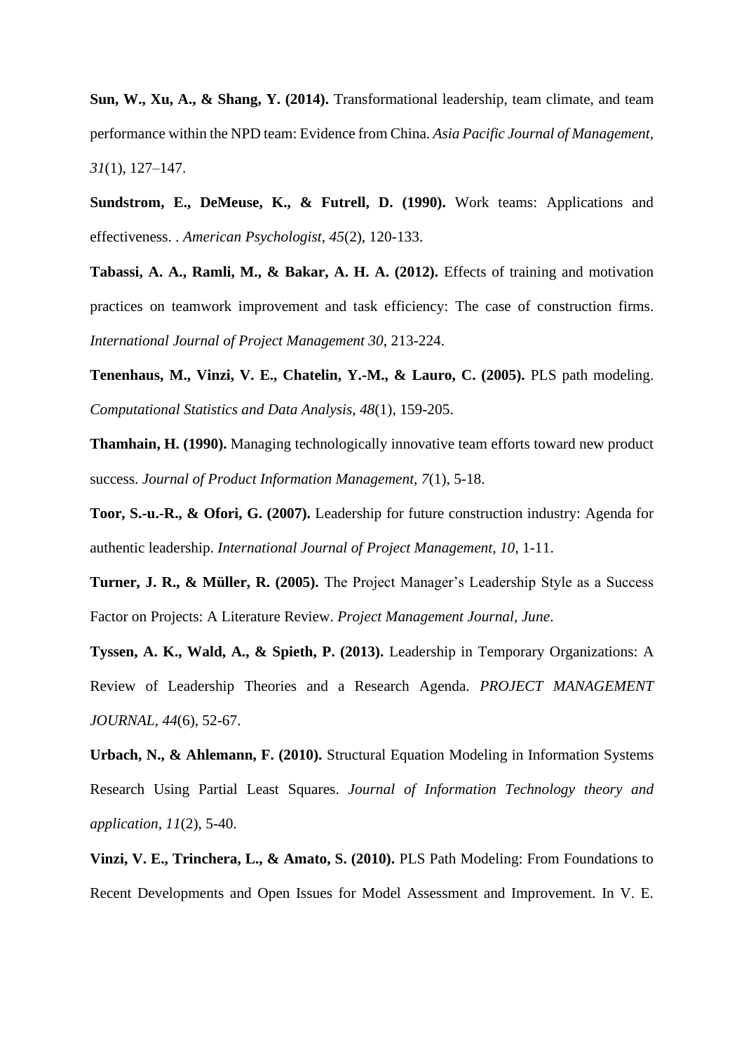**Sun, W., Xu, A., & Shang, Y. (2014).** Transformational leadership, team climate, and team performance within the NPD team: Evidence from China. *Asia Pacific Journal of Management, 31*(1), 127–147.

**Sundstrom, E., DeMeuse, K., & Futrell, D. (1990).** Work teams: Applications and effectiveness. . *American Psychologist, 45*(2), 120-133.

**Tabassi, A. A., Ramli, M., & Bakar, A. H. A. (2012).** Effects of training and motivation practices on teamwork improvement and task efficiency: The case of construction firms. *International Journal of Project Management 30*, 213-224.

**Tenenhaus, M., Vinzi, V. E., Chatelin, Y.-M., & Lauro, C. (2005).** PLS path modeling. *Computational Statistics and Data Analysis, 48*(1), 159-205.

**Thamhain, H. (1990).** Managing technologically innovative team efforts toward new product success. *Journal of Product Information Management, 7*(1), 5-18.

**Toor, S.-u.-R., & Ofori, G. (2007).** Leadership for future construction industry: Agenda for authentic leadership. *International Journal of Project Management, 10*, 1-11.

**Turner, J. R., & Müller, R. (2005).** The Project Manager's Leadership Style as a Success Factor on Projects: A Literature Review. *Project Management Journal, June*.

**Tyssen, A. K., Wald, A., & Spieth, P. (2013).** Leadership in Temporary Organizations: A Review of Leadership Theories and a Research Agenda. *PROJECT MANAGEMENT JOURNAL, 44*(6), 52-67.

**Urbach, N., & Ahlemann, F. (2010).** Structural Equation Modeling in Information Systems Research Using Partial Least Squares. *Journal of Information Technology theory and application, 11*(2), 5-40.

**Vinzi, V. E., Trinchera, L., & Amato, S. (2010).** PLS Path Modeling: From Foundations to Recent Developments and Open Issues for Model Assessment and Improvement. In V. E.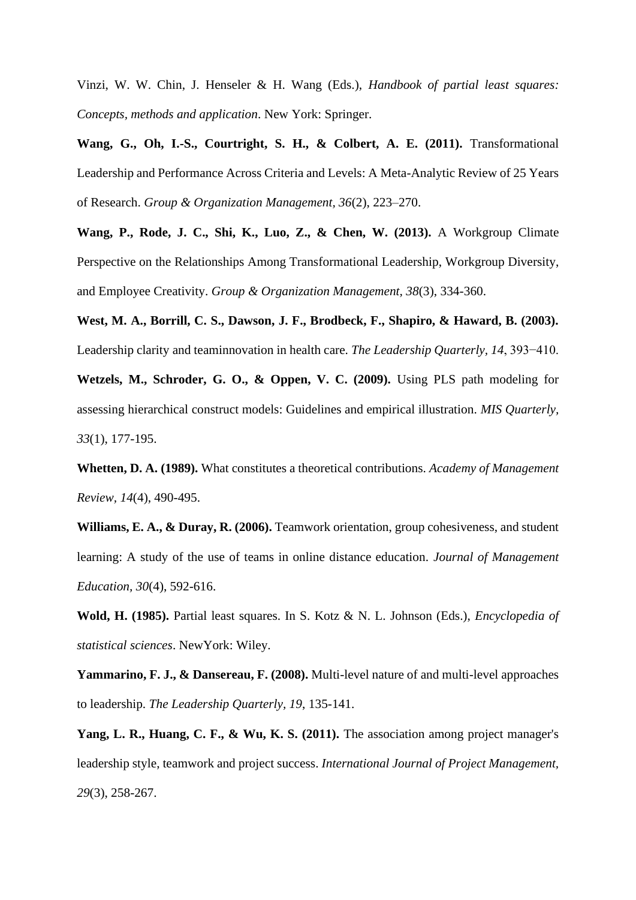Vinzi, W. W. Chin, J. Henseler & H. Wang (Eds.), *Handbook of partial least squares: Concepts, methods and application*. New York: Springer.

**Wang, G., Oh, I.-S., Courtright, S. H., & Colbert, A. E. (2011).** Transformational Leadership and Performance Across Criteria and Levels: A Meta-Analytic Review of 25 Years of Research. *Group & Organization Management, 36*(2), 223–270.

**Wang, P., Rode, J. C., Shi, K., Luo, Z., & Chen, W. (2013).** A Workgroup Climate Perspective on the Relationships Among Transformational Leadership, Workgroup Diversity, and Employee Creativity. *Group & Organization Management, 38*(3), 334-360.

**West, M. A., Borrill, C. S., Dawson, J. F., Brodbeck, F., Shapiro, & Haward, B. (2003).** Leadership clarity and teaminnovation in health care. *The Leadership Quarterly, 14*, 393−410.

**Wetzels, M., Schroder, G. O., & Oppen, V. C. (2009).** Using PLS path modeling for assessing hierarchical construct models: Guidelines and empirical illustration. *MIS Quarterly, 33*(1), 177-195.

**Whetten, D. A. (1989).** What constitutes a theoretical contributions. *Academy of Management Review*, *14*(4), 490-495.

**Williams, E. A., & Duray, R. (2006).** Teamwork orientation, group cohesiveness, and student learning: A study of the use of teams in online distance education. *Journal of Management Education*, *30*(4), 592-616.

**Wold, H. (1985).** Partial least squares. In S. Kotz & N. L. Johnson (Eds.), *Encyclopedia of statistical sciences*. NewYork: Wiley.

**Yammarino, F. J., & Dansereau, F. (2008).** Multi-level nature of and multi-level approaches to leadership. *The Leadership Quarterly*, *19*, 135-141.

**Yang, L. R., Huang, C. F., & Wu, K. S. (2011).** The association among project manager's leadership style, teamwork and project success. *International Journal of Project Management, 29*(3), 258-267.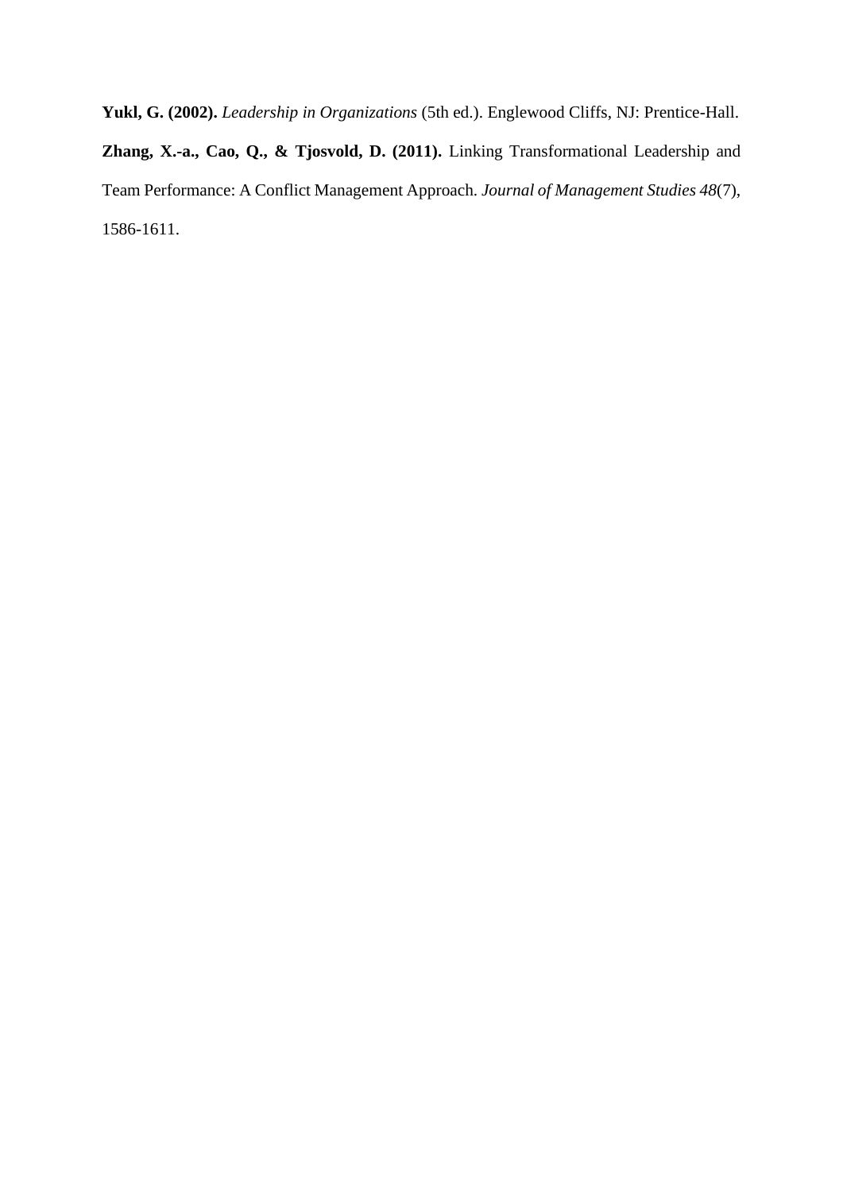**Yukl, G. (2002).** *Leadership in Organizations* (5th ed.). Englewood Cliffs, NJ: Prentice-Hall.

**Zhang, X.-a., Cao, Q., & Tjosvold, D. (2011).** Linking Transformational Leadership and Team Performance: A Conflict Management Approach. *Journal of Management Studies 48*(7), 1586-1611.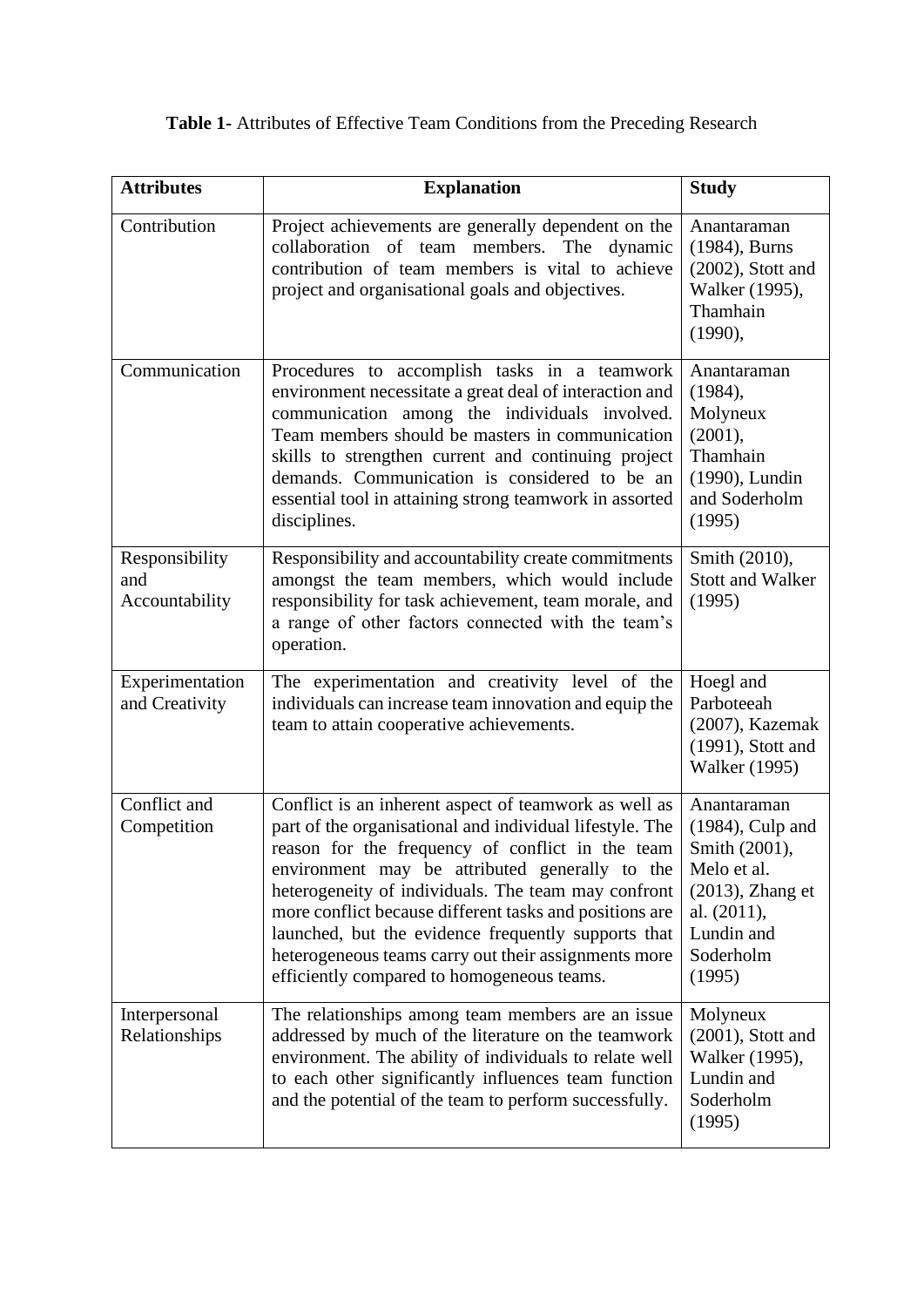**Table 1**- Attributes of Effective Team Conditions from the Preceding Research

| **Attributes** | **Explanation** | **Study** |
|---|---|---|
| Contribution | Project achievements are generally dependent on the collaboration of team members. The dynamic contribution of team members is vital to achieve project and organisational goals and objectives. | Anantaraman (1984), Burns (2002), Stott and Walker (1995), Thamhain (1990), |
| Communication | Procedures to accomplish tasks in a teamwork environment necessitate a great deal of interaction and communication among the individuals involved. Team members should be masters in communication skills to strengthen current and continuing project demands. Communication is considered to be an essential tool in attaining strong teamwork in assorted disciplines. | Anantaraman (1984), Molyneux (2001), Thamhain (1990), Lundin and Soderholm (1995) |
| Responsibility and Accountability | Responsibility and accountability create commitments amongst the team members, which would include responsibility for task achievement, team morale, and a range of other factors connected with the team's operation. | Smith (2010), Stott and Walker (1995) |
| Experimentation and Creativity | The experimentation and creativity level of the individuals can increase team innovation and equip the team to attain cooperative achievements. | Hoegl and Parboteeah (2007), Kazemak (1991), Stott and Walker (1995) |
| Conflict and Competition | Conflict is an inherent aspect of teamwork as well as part of the organisational and individual lifestyle. The reason for the frequency of conflict in the team environment may be attributed generally to the heterogeneity of individuals. The team may confront more conflict because different tasks and positions are launched, but the evidence frequently supports that heterogeneous teams carry out their assignments more efficiently compared to homogeneous teams. | Anantaraman (1984), Culp and Smith (2001), Melo et al. (2013), Zhang et al. (2011), Lundin and Soderholm (1995) |
| Interpersonal Relationships | The relationships among team members are an issue addressed by much of the literature on the teamwork environment. The ability of individuals to relate well to each other significantly influences team function and the potential of the team to perform successfully. | Molyneux (2001), Stott and Walker (1995), Lundin and Soderholm (1995) |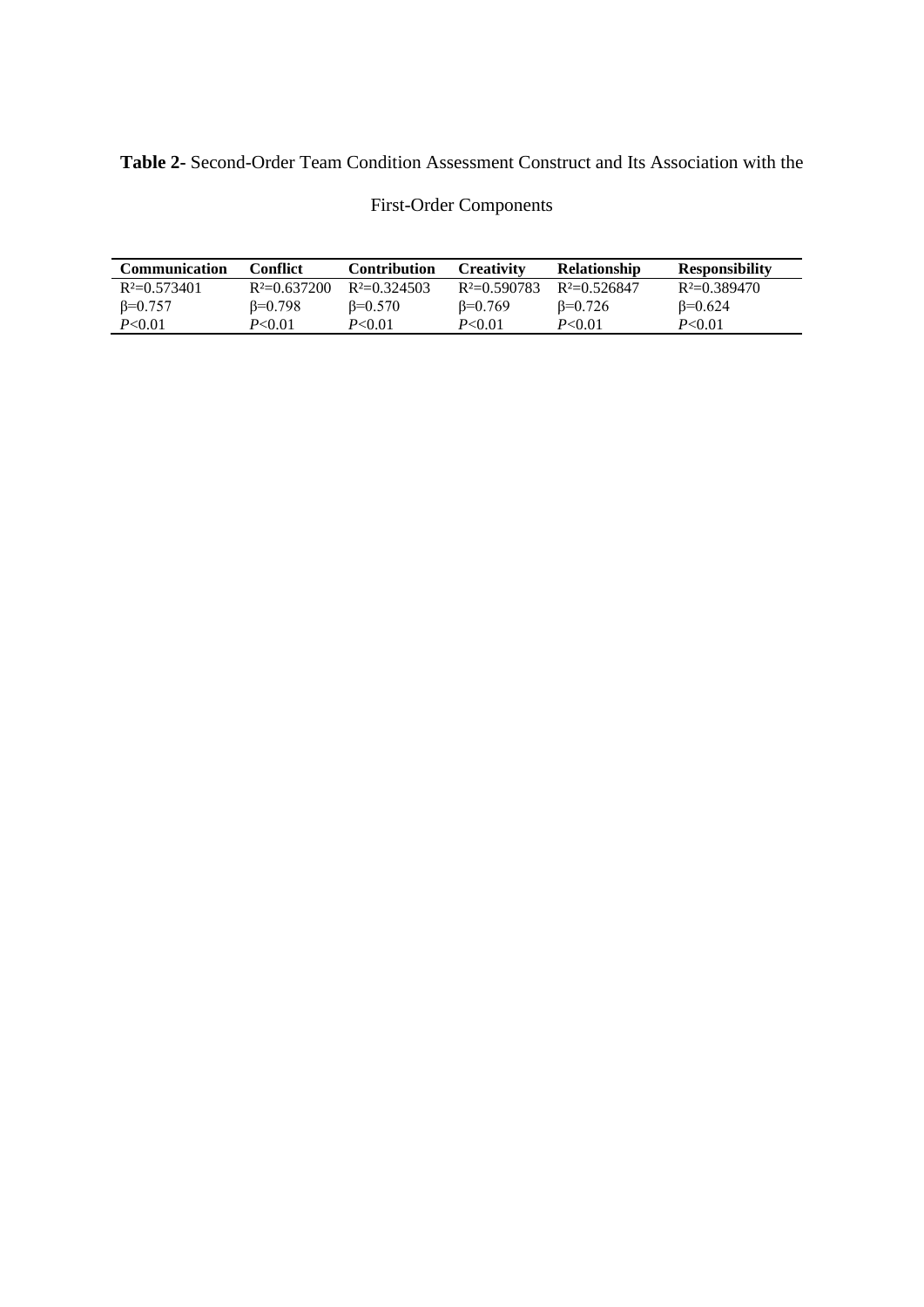**Table 2-** Second-Order Team Condition Assessment Construct and Its Association with the First-Order Components

| **Communication** | **Conflict** | **Contribution** | **Creativity** | **Relationship** | **Responsibility** |
|---|---|---|---|---|---|
| $R^2$=0.573401 | $R^2$=0.637200 | $R^2$=0.324503 | $R^2$=0.590783 | $R^2$=0.526847 | $R^2$=0.389470 |
| $\beta$=0.757 | $\beta$=0.798 | $\beta$=0.570 | $\beta$=0.769 | $\beta$=0.726 | $\beta$=0.624 |
| $P$<0.01 | $P$<0.01 | $P$<0.01 | $P$<0.01 | $P$<0.01 | $P$<0.01 |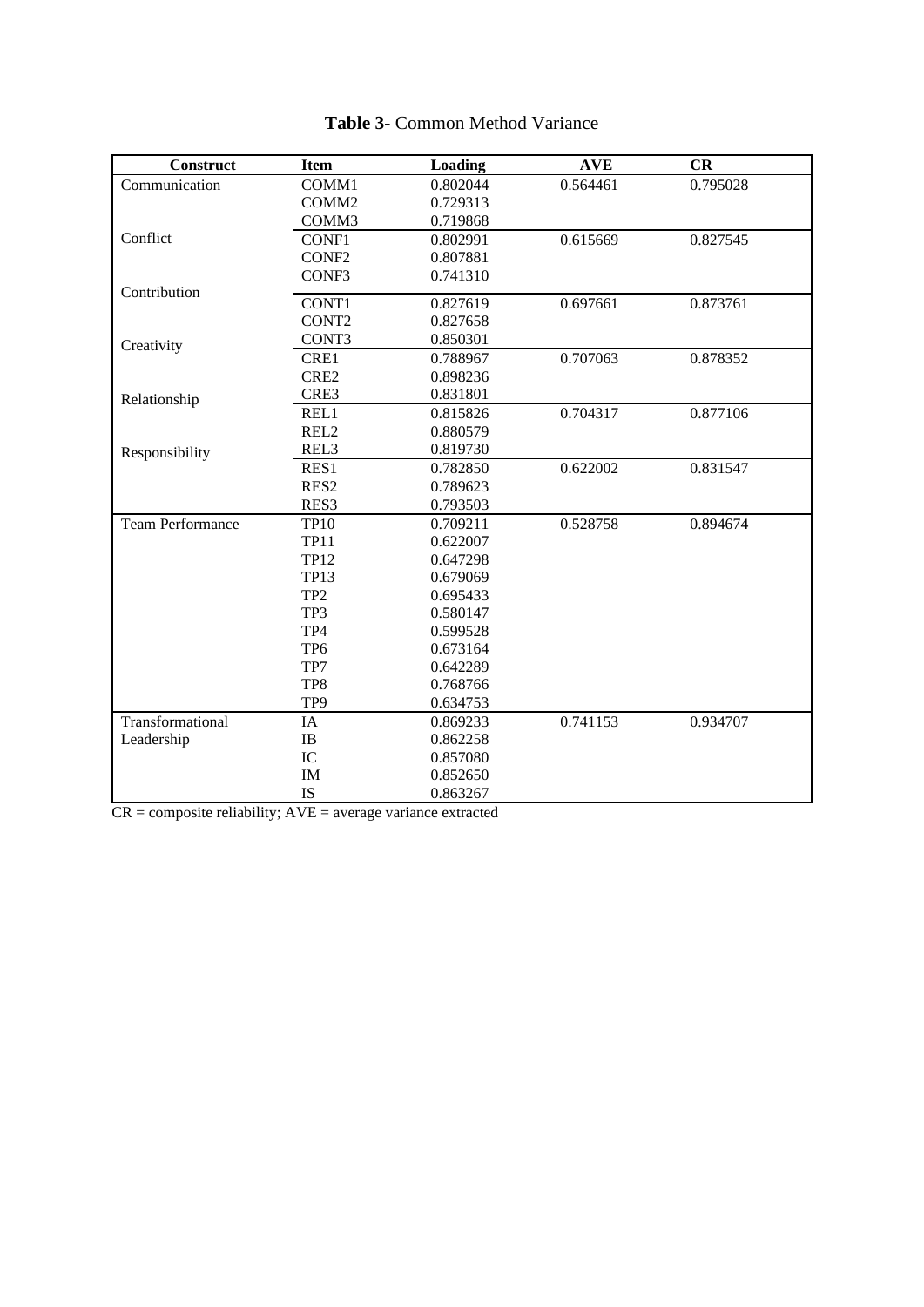**Table 3-** Common Method Variance

| Construct | Item | Loading | AVE | CR |
|---|---|---|---|---|
| Communication | COMM1 | 0.802044 | 0.564461 | 0.795028 |
| | COMM2 | 0.729313 | | |
| | COMM3 | 0.719868 | | |
| Conflict | CONF1 | 0.802991 | 0.615669 | 0.827545 |
| | CONF2 | 0.807881 | | |
| | CONF3 | 0.741310 | | |
| Contribution | CONT1 | 0.827619 | 0.697661 | 0.873761 |
| | CONT2 | 0.827658 | | |
| | CONT3 | 0.850301 | | |
| Creativity | CRE1 | 0.788967 | 0.707063 | 0.878352 |
| | CRE2 | 0.898236 | | |
| | CRE3 | 0.831801 | | |
| Relationship | REL1 | 0.815826 | 0.704317 | 0.877106 |
| | REL2 | 0.880579 | | |
| | REL3 | 0.819730 | | |
| Responsibility | RES1 | 0.782850 | 0.622002 | 0.831547 |
| | RES2 | 0.789623 | | |
| | RES3 | 0.793503 | | |
| Team Performance | TP10 | 0.709211 | 0.528758 | 0.894674 |
| | TP11 | 0.622007 | | |
| | TP12 | 0.647298 | | |
| | TP13 | 0.679069 | | |
| | TP2 | 0.695433 | | |
| | TP3 | 0.580147 | | |
| | TP4 | 0.599528 | | |
| | TP6 | 0.673164 | | |
| | TP7 | 0.642289 | | |
| | TP8 | 0.768766 | | |
| | TP9 | 0.634753 | | |
| Transformational Leadership | IA | 0.869233 | 0.741153 | 0.934707 |
| | IB | 0.862258 | | |
| | IC | 0.857080 | | |
| | IM | 0.852650 | | |
| | IS | 0.863267 | | |

CR = composite reliability; AVE = average variance extracted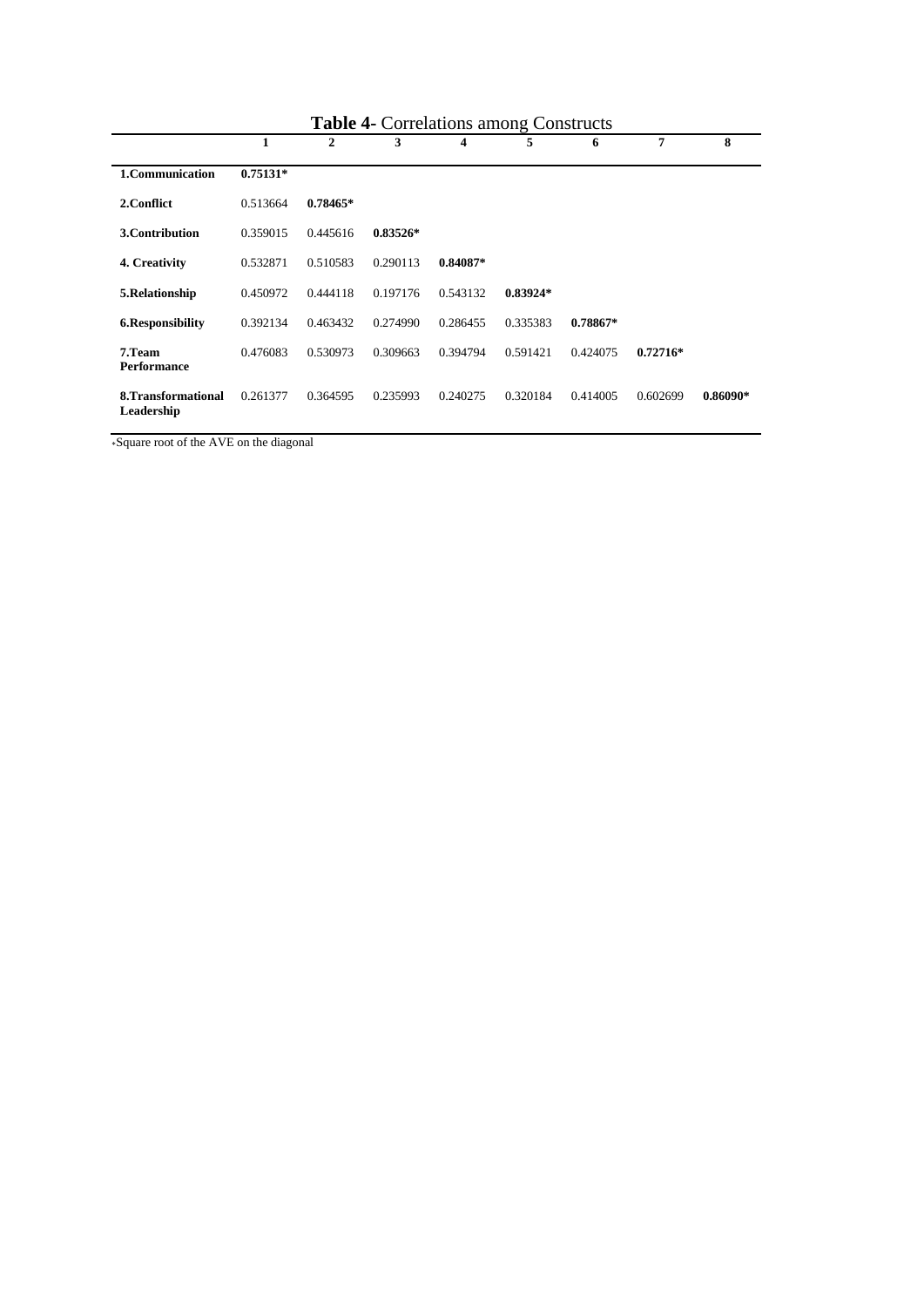**Table 4-** Correlations among Constructs

| | 1 | 2 | 3 | 4 | 5 | 6 | 7 | 8 |
|---|---|---|---|---|---|---|---|---|
| **1.Communication** | **0.75131*** | | | | | | | |
| **2.Conflict** | 0.513664 | **0.78465*** | | | | | | |
| **3.Contribution** | 0.359015 | 0.445616 | **0.83526*** | | | | | |
| **4. Creativity** | 0.532871 | 0.510583 | 0.290113 | **0.84087*** | | | | |
| **5.Relationship** | 0.450972 | 0.444118 | 0.197176 | 0.543132 | **0.83924*** | | | |
| **6.Responsibility** | 0.392134 | 0.463432 | 0.274990 | 0.286455 | 0.335383 | **0.78867*** | | |
| **7.Team Performance** | 0.476083 | 0.530973 | 0.309663 | 0.394794 | 0.591421 | 0.424075 | **0.72716*** | |
| **8.Transformational Leadership** | 0.261377 | 0.364595 | 0.235993 | 0.240275 | 0.320184 | 0.414005 | 0.602699 | **0.86090*** |

*Square root of the AVE on the diagonal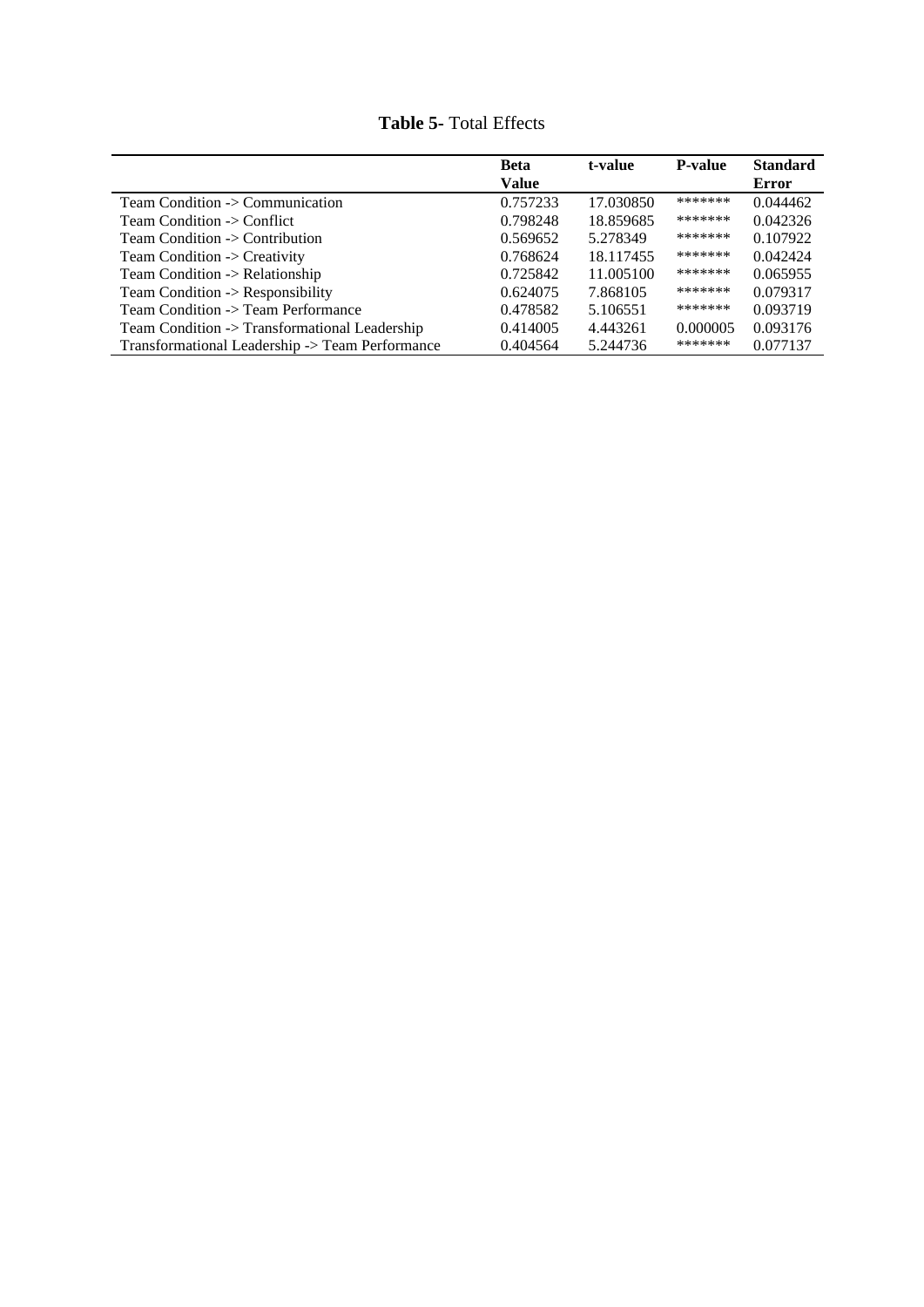**Table 5-** Total Effects

| | Beta Value | t-value | P-value | Standard Error |
|---|---|---|---|---|
| Team Condition -> Communication | 0.757233 | 17.030850 | ******* | 0.044462 |
| Team Condition -> Conflict | 0.798248 | 18.859685 | ******* | 0.042326 |
| Team Condition -> Contribution | 0.569652 | 5.278349 | ******* | 0.107922 |
| Team Condition -> Creativity | 0.768624 | 18.117455 | ******* | 0.042424 |
| Team Condition -> Relationship | 0.725842 | 11.005100 | ******* | 0.065955 |
| Team Condition -> Responsibility | 0.624075 | 7.868105 | ******* | 0.079317 |
| Team Condition -> Team Performance | 0.478582 | 5.106551 | ******* | 0.093719 |
| Team Condition -> Transformational Leadership | 0.414005 | 4.443261 | 0.000005 | 0.093176 |
| Transformational Leadership -> Team Performance | 0.404564 | 5.244736 | ******* | 0.077137 |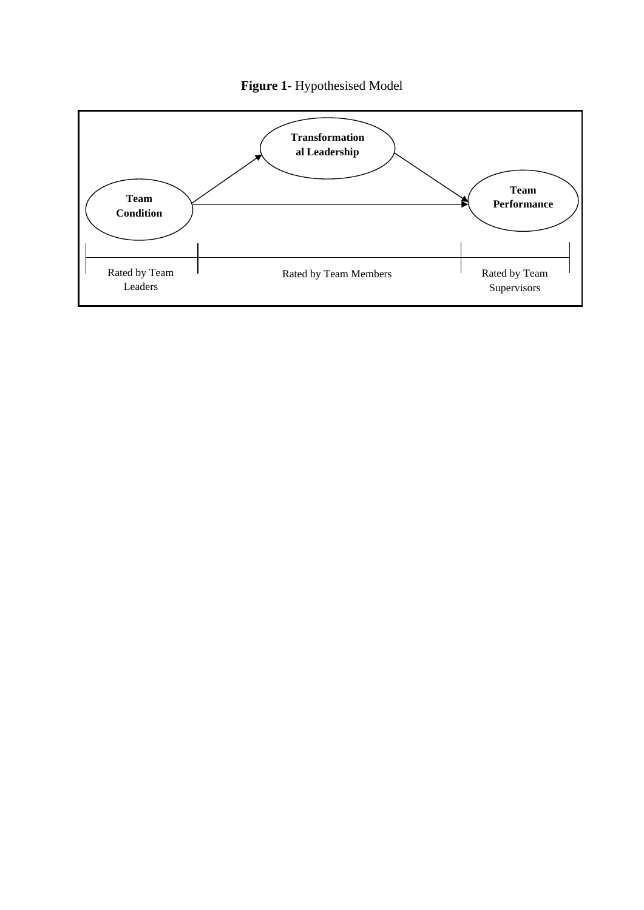**Figure 1-** Hypothesised Model

Transformation al Leadership

Team Condition

Team Performance

Rated by Team Leaders

Rated by Team Members

Rated by Team Supervisors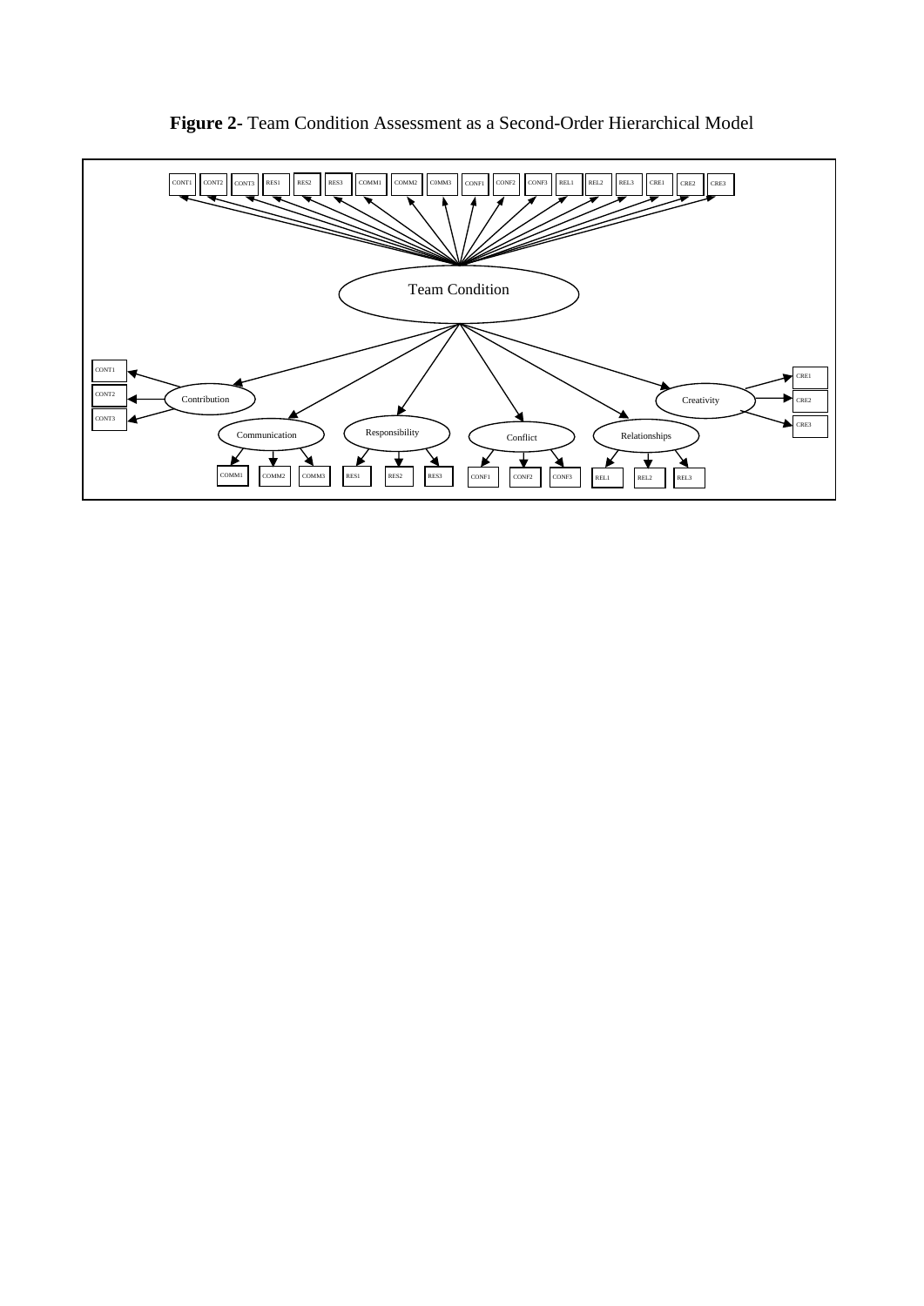**Figure 2-** Team Condition Assessment as a Second-Order Hierarchical Model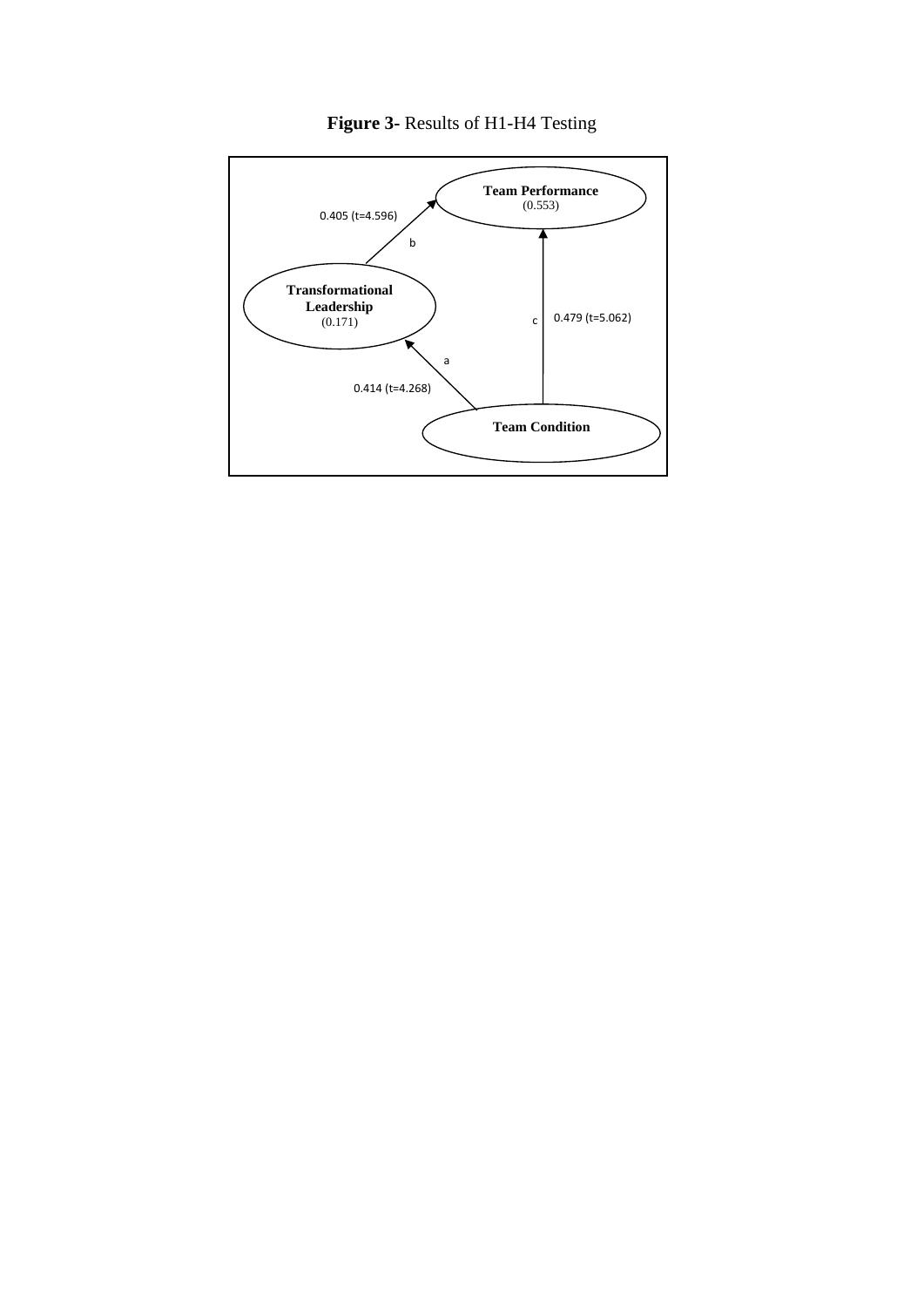**Figure 3-** Results of H1-H4 Testing

Team Performance
(0.553)

0.405 (t=4.596)

b

Transformational Leadership
(0.171)

c

0.479 (t=5.062)

a

0.414 (t=4.268)

Team Condition